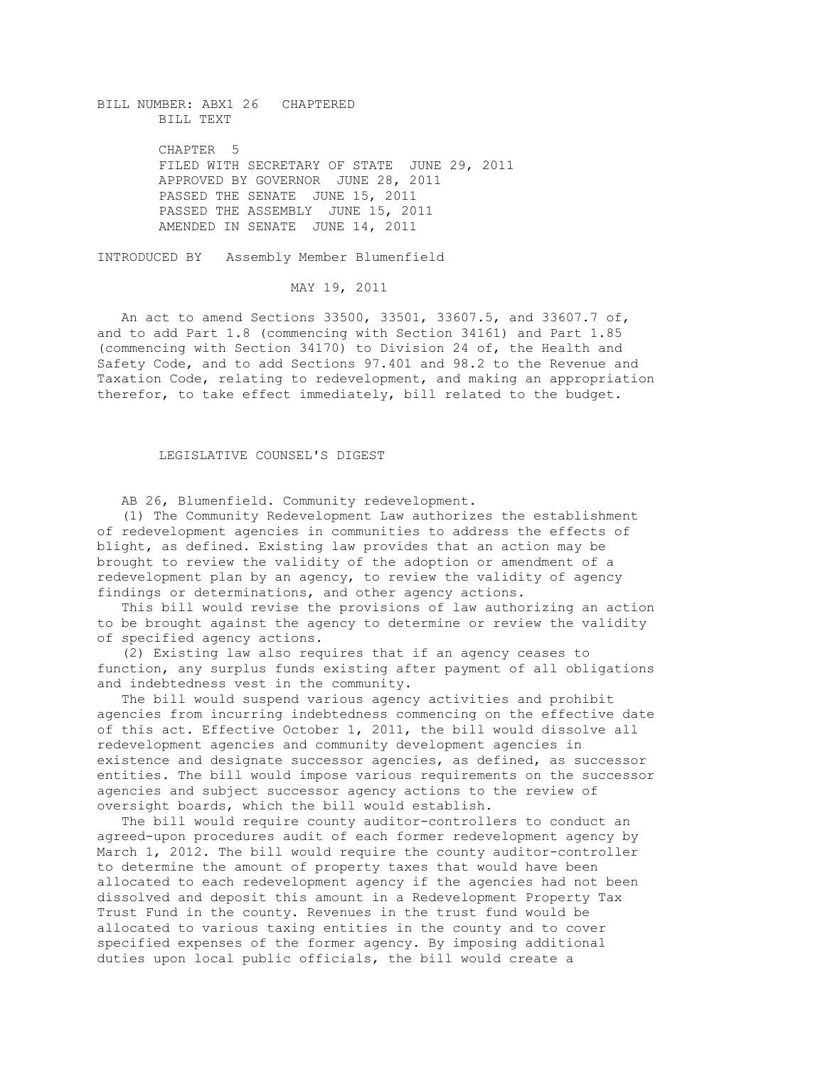BILL NUMBER: ABX1 26 CHAPTERED
BILL TEXT

CHAPTER 5
FILED WITH SECRETARY OF STATE JUNE 29, 2011
APPROVED BY GOVERNOR JUNE 28, 2011
PASSED THE SENATE JUNE 15, 2011
PASSED THE ASSEMBLY JUNE 15, 2011
AMENDED IN SENATE JUNE 14, 2011

INTRODUCED BY Assembly Member Blumenfield

MAY 19, 2011

An act to amend Sections 33500, 33501, 33607.5, and 33607.7 of, and to add Part 1.8 (commencing with Section 34161) and Part 1.85 (commencing with Section 34170) to Division 24 of, the Health and Safety Code, and to add Sections 97.401 and 98.2 to the Revenue and Taxation Code, relating to redevelopment, and making an appropriation therefor, to take effect immediately, bill related to the budget.

LEGISLATIVE COUNSEL'S DIGEST

AB 26, Blumenfield. Community redevelopment.

(1) The Community Redevelopment Law authorizes the establishment of redevelopment agencies in communities to address the effects of blight, as defined. Existing law provides that an action may be brought to review the validity of the adoption or amendment of a redevelopment plan by an agency, to review the validity of agency findings or determinations, and other agency actions.

This bill would revise the provisions of law authorizing an action to be brought against the agency to determine or review the validity of specified agency actions.

(2) Existing law also requires that if an agency ceases to function, any surplus funds existing after payment of all obligations and indebtedness vest in the community.

The bill would suspend various agency activities and prohibit agencies from incurring indebtedness commencing on the effective date of this act. Effective October 1, 2011, the bill would dissolve all redevelopment agencies and community development agencies in existence and designate successor agencies, as defined, as successor entities. The bill would impose various requirements on the successor agencies and subject successor agency actions to the review of oversight boards, which the bill would establish.

The bill would require county auditor-controllers to conduct an agreed-upon procedures audit of each former redevelopment agency by March 1, 2012. The bill would require the county auditor-controller to determine the amount of property taxes that would have been allocated to each redevelopment agency if the agencies had not been dissolved and deposit this amount in a Redevelopment Property Tax Trust Fund in the county. Revenues in the trust fund would be allocated to various taxing entities in the county and to cover specified expenses of the former agency. By imposing additional duties upon local public officials, the bill would create a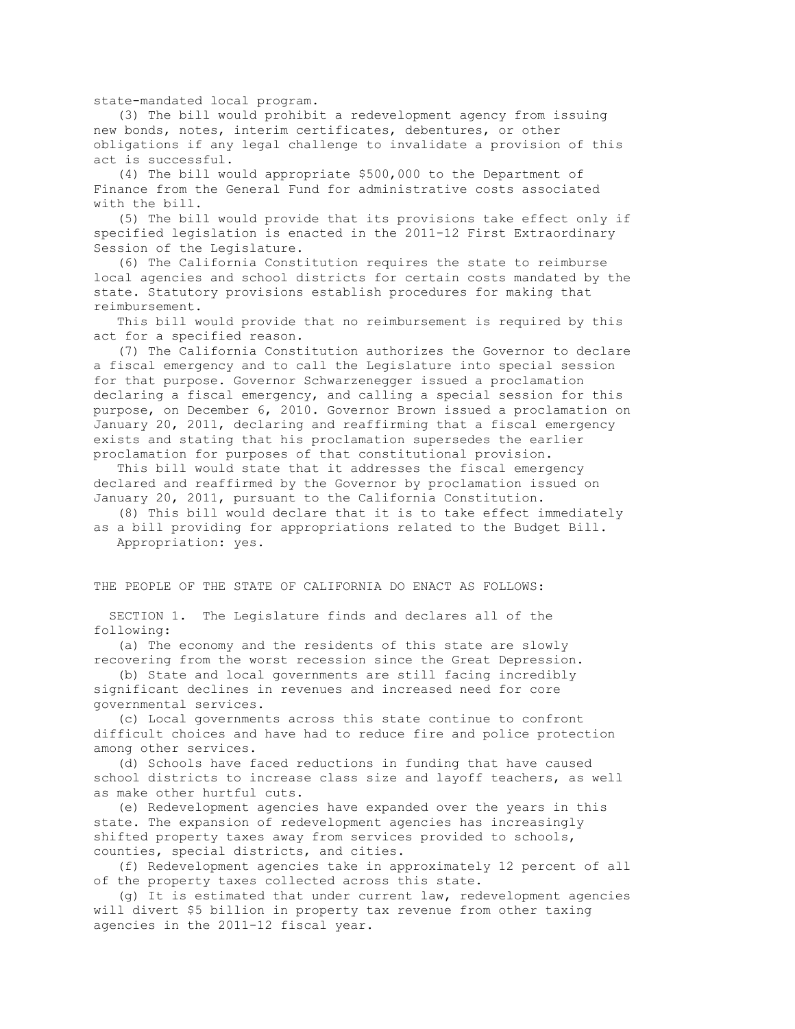state-mandated local program.

(3) The bill would prohibit a redevelopment agency from issuing new bonds, notes, interim certificates, debentures, or other obligations if any legal challenge to invalidate a provision of this act is successful.

(4) The bill would appropriate $500,000 to the Department of Finance from the General Fund for administrative costs associated with the bill.

(5) The bill would provide that its provisions take effect only if specified legislation is enacted in the 2011-12 First Extraordinary Session of the Legislature.

(6) The California Constitution requires the state to reimburse local agencies and school districts for certain costs mandated by the state. Statutory provisions establish procedures for making that reimbursement.

This bill would provide that no reimbursement is required by this act for a specified reason.

(7) The California Constitution authorizes the Governor to declare a fiscal emergency and to call the Legislature into special session for that purpose. Governor Schwarzenegger issued a proclamation declaring a fiscal emergency, and calling a special session for this purpose, on December 6, 2010. Governor Brown issued a proclamation on January 20, 2011, declaring and reaffirming that a fiscal emergency exists and stating that his proclamation supersedes the earlier proclamation for purposes of that constitutional provision.

This bill would state that it addresses the fiscal emergency declared and reaffirmed by the Governor by proclamation issued on January 20, 2011, pursuant to the California Constitution.

(8) This bill would declare that it is to take effect immediately as a bill providing for appropriations related to the Budget Bill.

Appropriation: yes.

THE PEOPLE OF THE STATE OF CALIFORNIA DO ENACT AS FOLLOWS:

SECTION 1. The Legislature finds and declares all of the following:

(a) The economy and the residents of this state are slowly recovering from the worst recession since the Great Depression.

(b) State and local governments are still facing incredibly significant declines in revenues and increased need for core governmental services.

(c) Local governments across this state continue to confront difficult choices and have had to reduce fire and police protection among other services.

(d) Schools have faced reductions in funding that have caused school districts to increase class size and layoff teachers, as well as make other hurtful cuts.

(e) Redevelopment agencies have expanded over the years in this state. The expansion of redevelopment agencies has increasingly shifted property taxes away from services provided to schools, counties, special districts, and cities.

(f) Redevelopment agencies take in approximately 12 percent of all of the property taxes collected across this state.

(g) It is estimated that under current law, redevelopment agencies will divert $5 billion in property tax revenue from other taxing agencies in the 2011-12 fiscal year.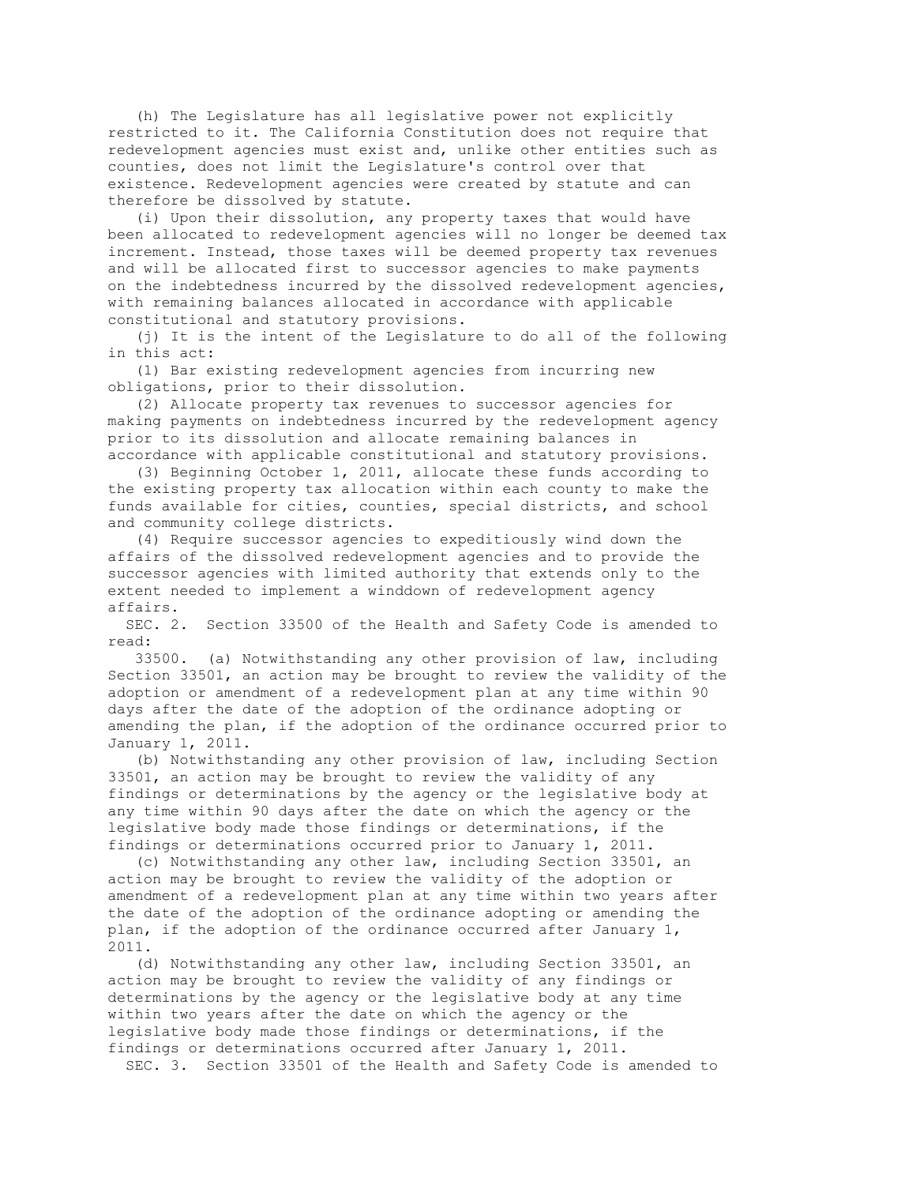(h) The Legislature has all legislative power not explicitly restricted to it. The California Constitution does not require that redevelopment agencies must exist and, unlike other entities such as counties, does not limit the Legislature's control over that existence. Redevelopment agencies were created by statute and can therefore be dissolved by statute.

(i) Upon their dissolution, any property taxes that would have been allocated to redevelopment agencies will no longer be deemed tax increment. Instead, those taxes will be deemed property tax revenues and will be allocated first to successor agencies to make payments on the indebtedness incurred by the dissolved redevelopment agencies, with remaining balances allocated in accordance with applicable constitutional and statutory provisions.

(j) It is the intent of the Legislature to do all of the following in this act:

(1) Bar existing redevelopment agencies from incurring new obligations, prior to their dissolution.

(2) Allocate property tax revenues to successor agencies for making payments on indebtedness incurred by the redevelopment agency prior to its dissolution and allocate remaining balances in accordance with applicable constitutional and statutory provisions.

(3) Beginning October 1, 2011, allocate these funds according to the existing property tax allocation within each county to make the funds available for cities, counties, special districts, and school and community college districts.

(4) Require successor agencies to expeditiously wind down the affairs of the dissolved redevelopment agencies and to provide the successor agencies with limited authority that extends only to the extent needed to implement a winddown of redevelopment agency affairs.

SEC. 2. Section 33500 of the Health and Safety Code is amended to read:

33500. (a) Notwithstanding any other provision of law, including Section 33501, an action may be brought to review the validity of the adoption or amendment of a redevelopment plan at any time within 90 days after the date of the adoption of the ordinance adopting or amending the plan, if the adoption of the ordinance occurred prior to January 1, 2011.

(b) Notwithstanding any other provision of law, including Section 33501, an action may be brought to review the validity of any findings or determinations by the agency or the legislative body at any time within 90 days after the date on which the agency or the legislative body made those findings or determinations, if the findings or determinations occurred prior to January 1, 2011.

(c) Notwithstanding any other law, including Section 33501, an action may be brought to review the validity of the adoption or amendment of a redevelopment plan at any time within two years after the date of the adoption of the ordinance adopting or amending the plan, if the adoption of the ordinance occurred after January 1, 2011.

(d) Notwithstanding any other law, including Section 33501, an action may be brought to review the validity of any findings or determinations by the agency or the legislative body at any time within two years after the date on which the agency or the legislative body made those findings or determinations, if the findings or determinations occurred after January 1, 2011.

SEC. 3. Section 33501 of the Health and Safety Code is amended to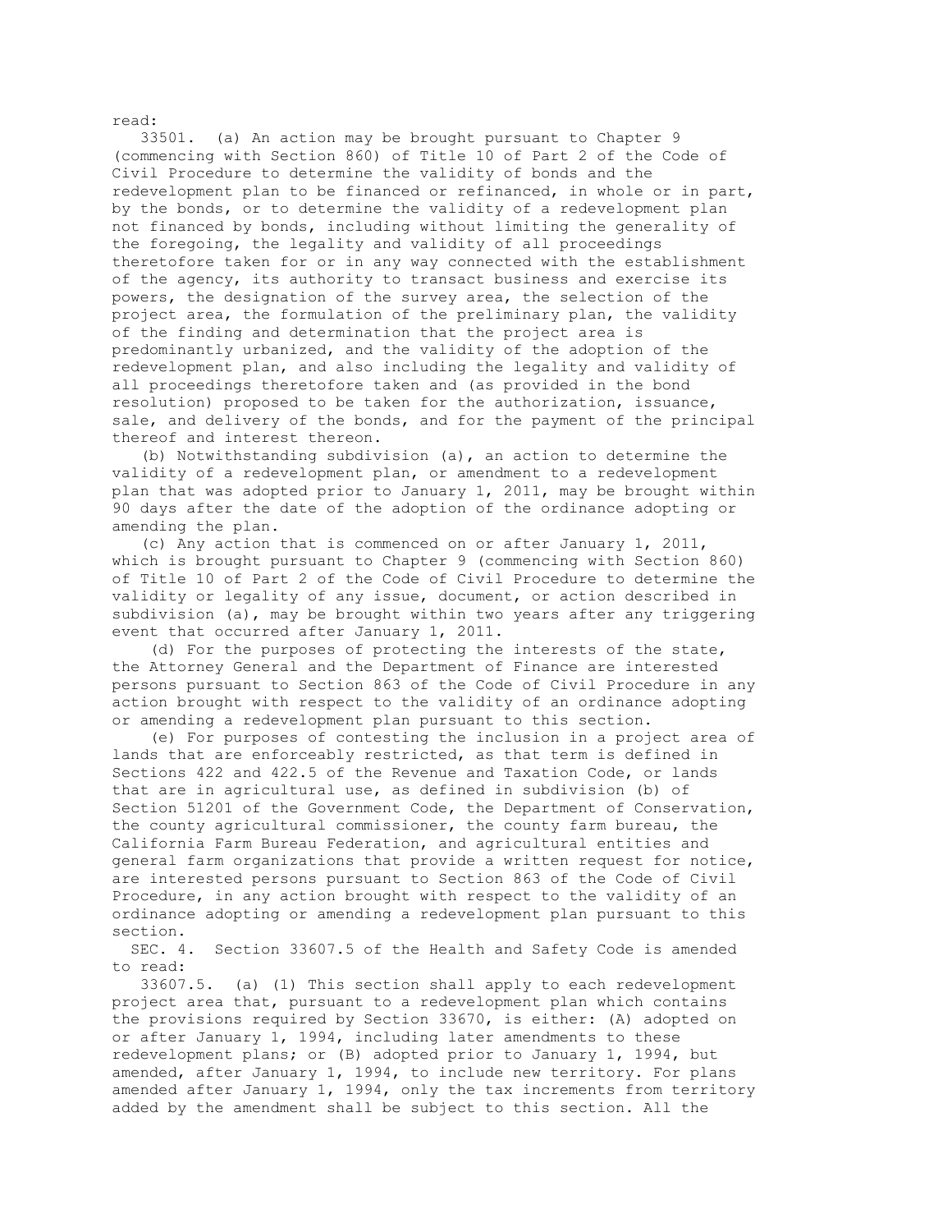read:

33501. (a) An action may be brought pursuant to Chapter 9 (commencing with Section 860) of Title 10 of Part 2 of the Code of Civil Procedure to determine the validity of bonds and the redevelopment plan to be financed or refinanced, in whole or in part, by the bonds, or to determine the validity of a redevelopment plan not financed by bonds, including without limiting the generality of the foregoing, the legality and validity of all proceedings theretofore taken for or in any way connected with the establishment of the agency, its authority to transact business and exercise its powers, the designation of the survey area, the selection of the project area, the formulation of the preliminary plan, the validity of the finding and determination that the project area is predominantly urbanized, and the validity of the adoption of the redevelopment plan, and also including the legality and validity of all proceedings theretofore taken and (as provided in the bond resolution) proposed to be taken for the authorization, issuance, sale, and delivery of the bonds, and for the payment of the principal thereof and interest thereon.

(b) Notwithstanding subdivision (a), an action to determine the validity of a redevelopment plan, or amendment to a redevelopment plan that was adopted prior to January 1, 2011, may be brought within 90 days after the date of the adoption of the ordinance adopting or amending the plan.

(c) Any action that is commenced on or after January 1, 2011, which is brought pursuant to Chapter 9 (commencing with Section 860) of Title 10 of Part 2 of the Code of Civil Procedure to determine the validity or legality of any issue, document, or action described in subdivision (a), may be brought within two years after any triggering event that occurred after January 1, 2011.

(d) For the purposes of protecting the interests of the state, the Attorney General and the Department of Finance are interested persons pursuant to Section 863 of the Code of Civil Procedure in any action brought with respect to the validity of an ordinance adopting or amending a redevelopment plan pursuant to this section.

(e) For purposes of contesting the inclusion in a project area of lands that are enforceably restricted, as that term is defined in Sections 422 and 422.5 of the Revenue and Taxation Code, or lands that are in agricultural use, as defined in subdivision (b) of Section 51201 of the Government Code, the Department of Conservation, the county agricultural commissioner, the county farm bureau, the California Farm Bureau Federation, and agricultural entities and general farm organizations that provide a written request for notice, are interested persons pursuant to Section 863 of the Code of Civil Procedure, in any action brought with respect to the validity of an ordinance adopting or amending a redevelopment plan pursuant to this section.

SEC. 4. Section 33607.5 of the Health and Safety Code is amended to read:

33607.5. (a) (1) This section shall apply to each redevelopment project area that, pursuant to a redevelopment plan which contains the provisions required by Section 33670, is either: (A) adopted on or after January 1, 1994, including later amendments to these redevelopment plans; or (B) adopted prior to January 1, 1994, but amended, after January 1, 1994, to include new territory. For plans amended after January 1, 1994, only the tax increments from territory added by the amendment shall be subject to this section. All the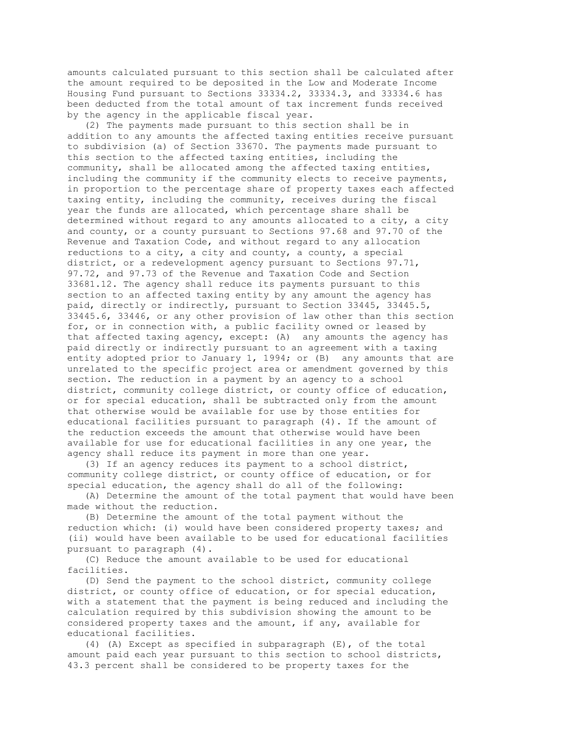amounts calculated pursuant to this section shall be calculated after the amount required to be deposited in the Low and Moderate Income Housing Fund pursuant to Sections 33334.2, 33334.3, and 33334.6 has been deducted from the total amount of tax increment funds received by the agency in the applicable fiscal year.

(2) The payments made pursuant to this section shall be in addition to any amounts the affected taxing entities receive pursuant to subdivision (a) of Section 33670. The payments made pursuant to this section to the affected taxing entities, including the community, shall be allocated among the affected taxing entities, including the community if the community elects to receive payments, in proportion to the percentage share of property taxes each affected taxing entity, including the community, receives during the fiscal year the funds are allocated, which percentage share shall be determined without regard to any amounts allocated to a city, a city and county, or a county pursuant to Sections 97.68 and 97.70 of the Revenue and Taxation Code, and without regard to any allocation reductions to a city, a city and county, a county, a special district, or a redevelopment agency pursuant to Sections 97.71, 97.72, and 97.73 of the Revenue and Taxation Code and Section 33681.12. The agency shall reduce its payments pursuant to this section to an affected taxing entity by any amount the agency has paid, directly or indirectly, pursuant to Section 33445, 33445.5, 33445.6, 33446, or any other provision of law other than this section for, or in connection with, a public facility owned or leased by that affected taxing agency, except: (A) any amounts the agency has paid directly or indirectly pursuant to an agreement with a taxing entity adopted prior to January 1, 1994; or (B) any amounts that are unrelated to the specific project area or amendment governed by this section. The reduction in a payment by an agency to a school district, community college district, or county office of education, or for special education, shall be subtracted only from the amount that otherwise would be available for use by those entities for educational facilities pursuant to paragraph (4). If the amount of the reduction exceeds the amount that otherwise would have been available for use for educational facilities in any one year, the agency shall reduce its payment in more than one year.

(3) If an agency reduces its payment to a school district, community college district, or county office of education, or for special education, the agency shall do all of the following:

(A) Determine the amount of the total payment that would have been made without the reduction.

(B) Determine the amount of the total payment without the reduction which: (i) would have been considered property taxes; and (ii) would have been available to be used for educational facilities pursuant to paragraph (4).

(C) Reduce the amount available to be used for educational facilities.

(D) Send the payment to the school district, community college district, or county office of education, or for special education, with a statement that the payment is being reduced and including the calculation required by this subdivision showing the amount to be considered property taxes and the amount, if any, available for educational facilities.

(4) (A) Except as specified in subparagraph (E), of the total amount paid each year pursuant to this section to school districts, 43.3 percent shall be considered to be property taxes for the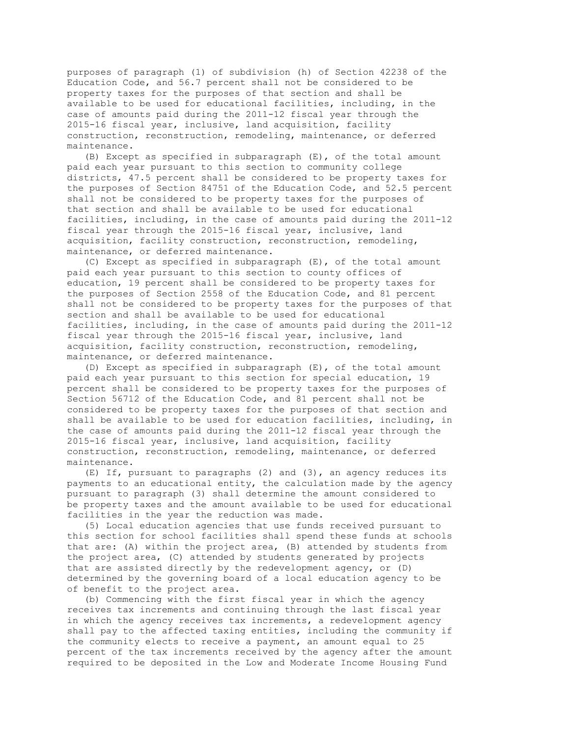purposes of paragraph (1) of subdivision (h) of Section 42238 of the Education Code, and 56.7 percent shall not be considered to be property taxes for the purposes of that section and shall be available to be used for educational facilities, including, in the case of amounts paid during the 2011-12 fiscal year through the 2015-16 fiscal year, inclusive, land acquisition, facility construction, reconstruction, remodeling, maintenance, or deferred maintenance.

(B) Except as specified in subparagraph (E), of the total amount paid each year pursuant to this section to community college districts, 47.5 percent shall be considered to be property taxes for the purposes of Section 84751 of the Education Code, and 52.5 percent shall not be considered to be property taxes for the purposes of that section and shall be available to be used for educational facilities, including, in the case of amounts paid during the 2011-12 fiscal year through the 2015-16 fiscal year, inclusive, land acquisition, facility construction, reconstruction, remodeling, maintenance, or deferred maintenance.

(C) Except as specified in subparagraph (E), of the total amount paid each year pursuant to this section to county offices of education, 19 percent shall be considered to be property taxes for the purposes of Section 2558 of the Education Code, and 81 percent shall not be considered to be property taxes for the purposes of that section and shall be available to be used for educational facilities, including, in the case of amounts paid during the 2011-12 fiscal year through the 2015-16 fiscal year, inclusive, land acquisition, facility construction, reconstruction, remodeling, maintenance, or deferred maintenance.

(D) Except as specified in subparagraph (E), of the total amount paid each year pursuant to this section for special education, 19 percent shall be considered to be property taxes for the purposes of Section 56712 of the Education Code, and 81 percent shall not be considered to be property taxes for the purposes of that section and shall be available to be used for education facilities, including, in the case of amounts paid during the 2011-12 fiscal year through the 2015-16 fiscal year, inclusive, land acquisition, facility construction, reconstruction, remodeling, maintenance, or deferred maintenance.

(E) If, pursuant to paragraphs (2) and (3), an agency reduces its payments to an educational entity, the calculation made by the agency pursuant to paragraph (3) shall determine the amount considered to be property taxes and the amount available to be used for educational facilities in the year the reduction was made.

(5) Local education agencies that use funds received pursuant to this section for school facilities shall spend these funds at schools that are: (A) within the project area, (B) attended by students from the project area, (C) attended by students generated by projects that are assisted directly by the redevelopment agency, or (D) determined by the governing board of a local education agency to be of benefit to the project area.

(b) Commencing with the first fiscal year in which the agency receives tax increments and continuing through the last fiscal year in which the agency receives tax increments, a redevelopment agency shall pay to the affected taxing entities, including the community if the community elects to receive a payment, an amount equal to 25 percent of the tax increments received by the agency after the amount required to be deposited in the Low and Moderate Income Housing Fund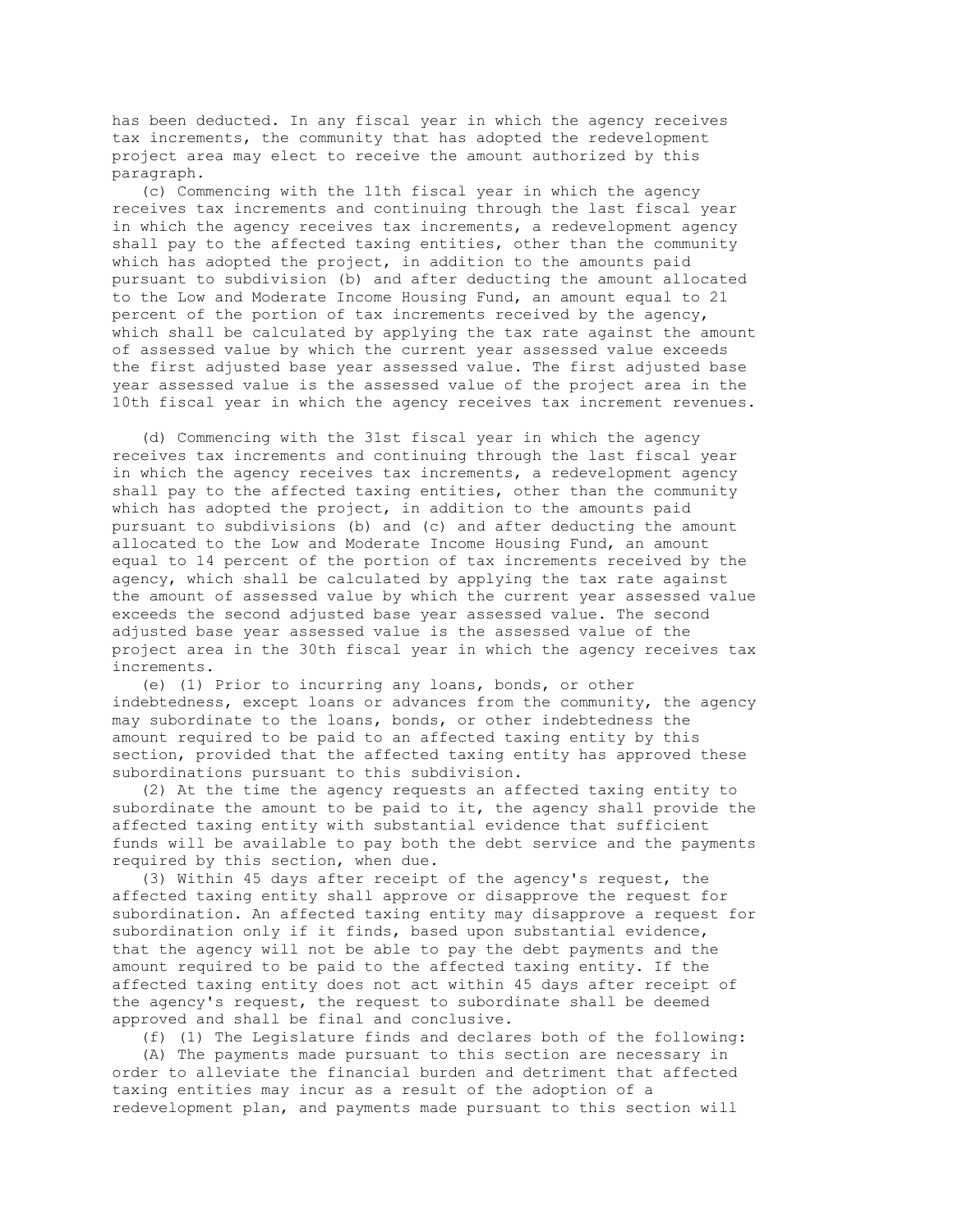has been deducted. In any fiscal year in which the agency receives tax increments, the community that has adopted the redevelopment project area may elect to receive the amount authorized by this paragraph.

(c) Commencing with the 11th fiscal year in which the agency receives tax increments and continuing through the last fiscal year in which the agency receives tax increments, a redevelopment agency shall pay to the affected taxing entities, other than the community which has adopted the project, in addition to the amounts paid pursuant to subdivision (b) and after deducting the amount allocated to the Low and Moderate Income Housing Fund, an amount equal to 21 percent of the portion of tax increments received by the agency, which shall be calculated by applying the tax rate against the amount of assessed value by which the current year assessed value exceeds the first adjusted base year assessed value. The first adjusted base year assessed value is the assessed value of the project area in the 10th fiscal year in which the agency receives tax increment revenues.

(d) Commencing with the 31st fiscal year in which the agency receives tax increments and continuing through the last fiscal year in which the agency receives tax increments, a redevelopment agency shall pay to the affected taxing entities, other than the community which has adopted the project, in addition to the amounts paid pursuant to subdivisions (b) and (c) and after deducting the amount allocated to the Low and Moderate Income Housing Fund, an amount equal to 14 percent of the portion of tax increments received by the agency, which shall be calculated by applying the tax rate against the amount of assessed value by which the current year assessed value exceeds the second adjusted base year assessed value. The second adjusted base year assessed value is the assessed value of the project area in the 30th fiscal year in which the agency receives tax increments.

(e) (1) Prior to incurring any loans, bonds, or other indebtedness, except loans or advances from the community, the agency may subordinate to the loans, bonds, or other indebtedness the amount required to be paid to an affected taxing entity by this section, provided that the affected taxing entity has approved these subordinations pursuant to this subdivision.

(2) At the time the agency requests an affected taxing entity to subordinate the amount to be paid to it, the agency shall provide the affected taxing entity with substantial evidence that sufficient funds will be available to pay both the debt service and the payments required by this section, when due.

(3) Within 45 days after receipt of the agency's request, the affected taxing entity shall approve or disapprove the request for subordination. An affected taxing entity may disapprove a request for subordination only if it finds, based upon substantial evidence, that the agency will not be able to pay the debt payments and the amount required to be paid to the affected taxing entity. If the affected taxing entity does not act within 45 days after receipt of the agency's request, the request to subordinate shall be deemed approved and shall be final and conclusive.

(f) (1) The Legislature finds and declares both of the following:

(A) The payments made pursuant to this section are necessary in order to alleviate the financial burden and detriment that affected taxing entities may incur as a result of the adoption of a redevelopment plan, and payments made pursuant to this section will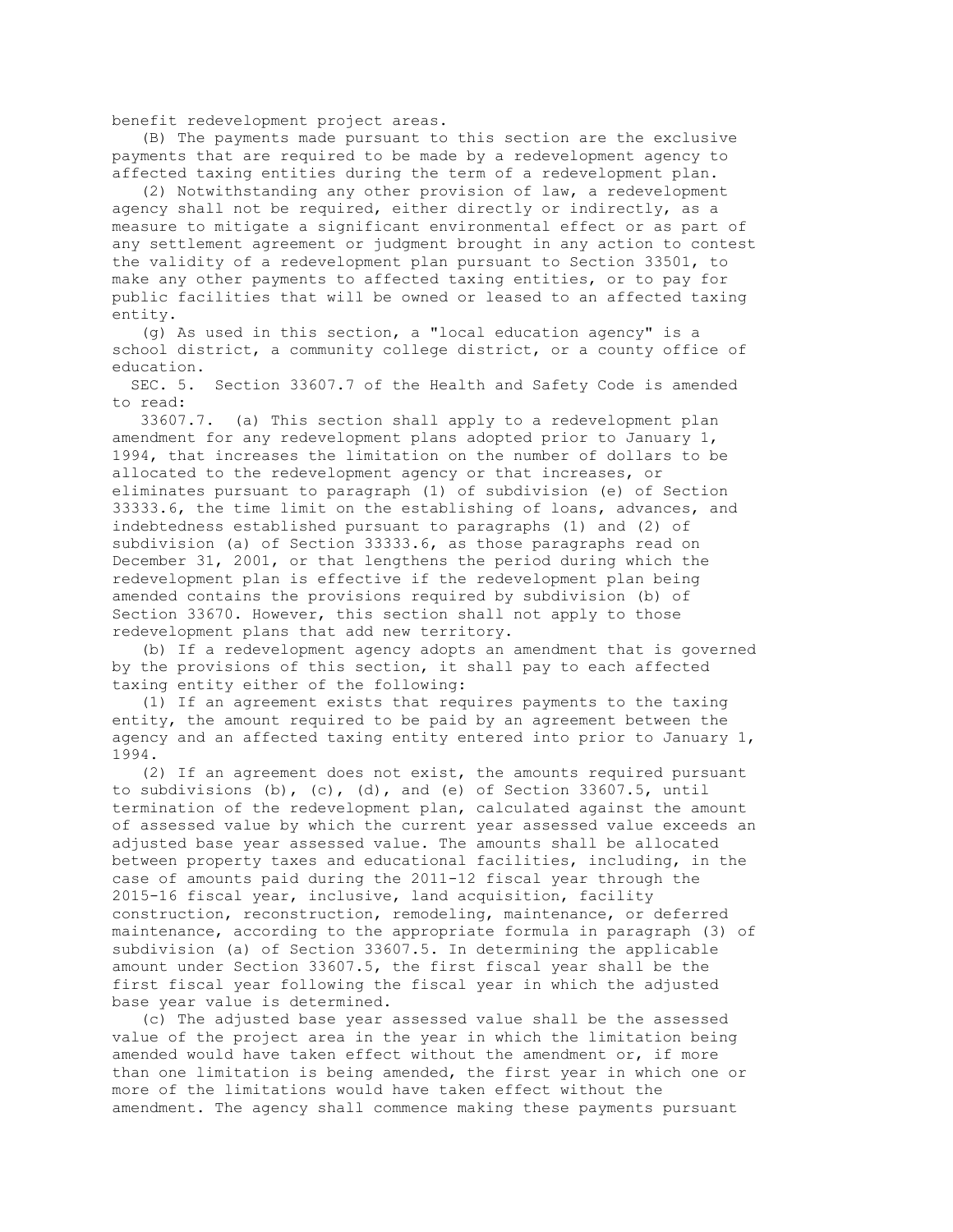benefit redevelopment project areas.

(B) The payments made pursuant to this section are the exclusive payments that are required to be made by a redevelopment agency to affected taxing entities during the term of a redevelopment plan.

(2) Notwithstanding any other provision of law, a redevelopment agency shall not be required, either directly or indirectly, as a measure to mitigate a significant environmental effect or as part of any settlement agreement or judgment brought in any action to contest the validity of a redevelopment plan pursuant to Section 33501, to make any other payments to affected taxing entities, or to pay for public facilities that will be owned or leased to an affected taxing entity.

(g) As used in this section, a "local education agency" is a school district, a community college district, or a county office of education.

SEC. 5. Section 33607.7 of the Health and Safety Code is amended to read:

33607.7. (a) This section shall apply to a redevelopment plan amendment for any redevelopment plans adopted prior to January 1, 1994, that increases the limitation on the number of dollars to be allocated to the redevelopment agency or that increases, or eliminates pursuant to paragraph (1) of subdivision (e) of Section 33333.6, the time limit on the establishing of loans, advances, and indebtedness established pursuant to paragraphs (1) and (2) of subdivision (a) of Section 33333.6, as those paragraphs read on December 31, 2001, or that lengthens the period during which the redevelopment plan is effective if the redevelopment plan being amended contains the provisions required by subdivision (b) of Section 33670. However, this section shall not apply to those redevelopment plans that add new territory.

(b) If a redevelopment agency adopts an amendment that is governed by the provisions of this section, it shall pay to each affected taxing entity either of the following:

(1) If an agreement exists that requires payments to the taxing entity, the amount required to be paid by an agreement between the agency and an affected taxing entity entered into prior to January 1, 1994.

(2) If an agreement does not exist, the amounts required pursuant to subdivisions (b), (c), (d), and (e) of Section 33607.5, until termination of the redevelopment plan, calculated against the amount of assessed value by which the current year assessed value exceeds an adjusted base year assessed value. The amounts shall be allocated between property taxes and educational facilities, including, in the case of amounts paid during the 2011-12 fiscal year through the 2015-16 fiscal year, inclusive, land acquisition, facility construction, reconstruction, remodeling, maintenance, or deferred maintenance, according to the appropriate formula in paragraph (3) of subdivision (a) of Section 33607.5. In determining the applicable amount under Section 33607.5, the first fiscal year shall be the first fiscal year following the fiscal year in which the adjusted base year value is determined.

(c) The adjusted base year assessed value shall be the assessed value of the project area in the year in which the limitation being amended would have taken effect without the amendment or, if more than one limitation is being amended, the first year in which one or more of the limitations would have taken effect without the amendment. The agency shall commence making these payments pursuant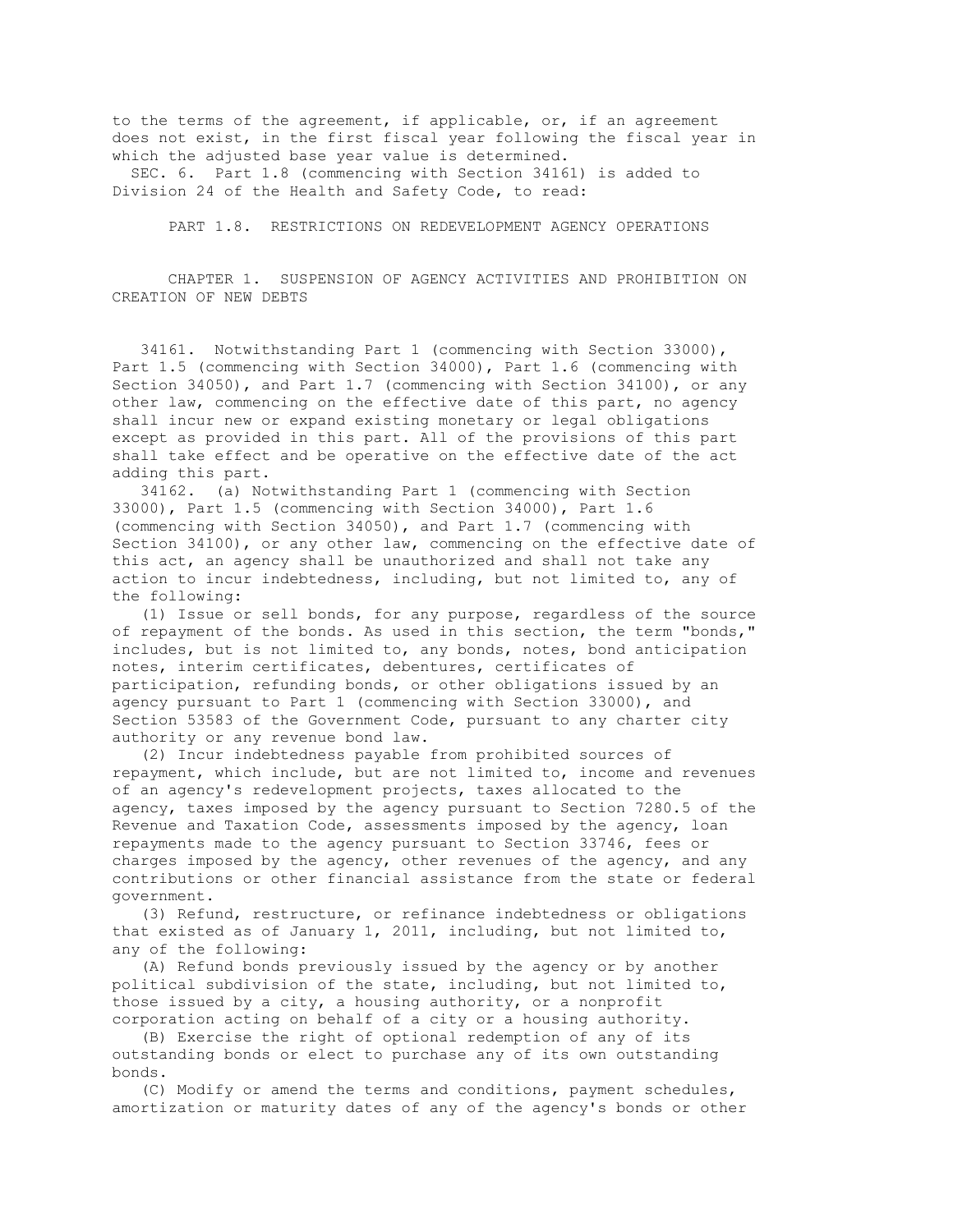to the terms of the agreement, if applicable, or, if an agreement does not exist, in the first fiscal year following the fiscal year in which the adjusted base year value is determined.

SEC. 6. Part 1.8 (commencing with Section 34161) is added to Division 24 of the Health and Safety Code, to read:

## PART 1.8. RESTRICTIONS ON REDEVELOPMENT AGENCY OPERATIONS

### CHAPTER 1. SUSPENSION OF AGENCY ACTIVITIES AND PROHIBITION ON CREATION OF NEW DEBTS

34161. Notwithstanding Part 1 (commencing with Section 33000), Part 1.5 (commencing with Section 34000), Part 1.6 (commencing with Section 34050), and Part 1.7 (commencing with Section 34100), or any other law, commencing on the effective date of this part, no agency shall incur new or expand existing monetary or legal obligations except as provided in this part. All of the provisions of this part shall take effect and be operative on the effective date of the act adding this part.

34162. (a) Notwithstanding Part 1 (commencing with Section 33000), Part 1.5 (commencing with Section 34000), Part 1.6 (commencing with Section 34050), and Part 1.7 (commencing with Section 34100), or any other law, commencing on the effective date of this act, an agency shall be unauthorized and shall not take any action to incur indebtedness, including, but not limited to, any of the following:

(1) Issue or sell bonds, for any purpose, regardless of the source of repayment of the bonds. As used in this section, the term "bonds," includes, but is not limited to, any bonds, notes, bond anticipation notes, interim certificates, debentures, certificates of participation, refunding bonds, or other obligations issued by an agency pursuant to Part 1 (commencing with Section 33000), and Section 53583 of the Government Code, pursuant to any charter city authority or any revenue bond law.

(2) Incur indebtedness payable from prohibited sources of repayment, which include, but are not limited to, income and revenues of an agency's redevelopment projects, taxes allocated to the agency, taxes imposed by the agency pursuant to Section 7280.5 of the Revenue and Taxation Code, assessments imposed by the agency, loan repayments made to the agency pursuant to Section 33746, fees or charges imposed by the agency, other revenues of the agency, and any contributions or other financial assistance from the state or federal government.

(3) Refund, restructure, or refinance indebtedness or obligations that existed as of January 1, 2011, including, but not limited to, any of the following:

(A) Refund bonds previously issued by the agency or by another political subdivision of the state, including, but not limited to, those issued by a city, a housing authority, or a nonprofit corporation acting on behalf of a city or a housing authority.

(B) Exercise the right of optional redemption of any of its outstanding bonds or elect to purchase any of its own outstanding bonds.

(C) Modify or amend the terms and conditions, payment schedules, amortization or maturity dates of any of the agency's bonds or other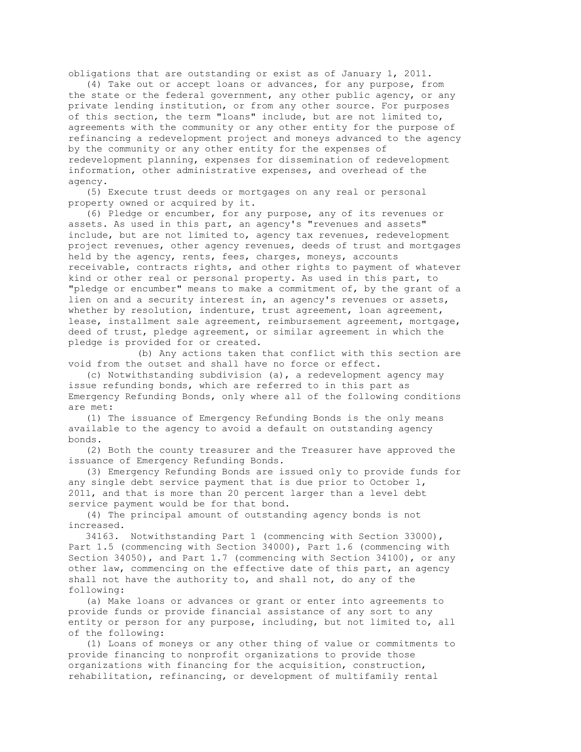obligations that are outstanding or exist as of January 1, 2011.

(4) Take out or accept loans or advances, for any purpose, from the state or the federal government, any other public agency, or any private lending institution, or from any other source. For purposes of this section, the term "loans" include, but are not limited to, agreements with the community or any other entity for the purpose of refinancing a redevelopment project and moneys advanced to the agency by the community or any other entity for the expenses of redevelopment planning, expenses for dissemination of redevelopment information, other administrative expenses, and overhead of the agency.

(5) Execute trust deeds or mortgages on any real or personal property owned or acquired by it.

(6) Pledge or encumber, for any purpose, any of its revenues or assets. As used in this part, an agency's "revenues and assets" include, but are not limited to, agency tax revenues, redevelopment project revenues, other agency revenues, deeds of trust and mortgages held by the agency, rents, fees, charges, moneys, accounts receivable, contracts rights, and other rights to payment of whatever kind or other real or personal property. As used in this part, to "pledge or encumber" means to make a commitment of, by the grant of a lien on and a security interest in, an agency's revenues or assets, whether by resolution, indenture, trust agreement, loan agreement, lease, installment sale agreement, reimbursement agreement, mortgage, deed of trust, pledge agreement, or similar agreement in which the pledge is provided for or created.

(b) Any actions taken that conflict with this section are void from the outset and shall have no force or effect.

(c) Notwithstanding subdivision (a), a redevelopment agency may issue refunding bonds, which are referred to in this part as Emergency Refunding Bonds, only where all of the following conditions are met:

(1) The issuance of Emergency Refunding Bonds is the only means available to the agency to avoid a default on outstanding agency bonds.

(2) Both the county treasurer and the Treasurer have approved the issuance of Emergency Refunding Bonds.

(3) Emergency Refunding Bonds are issued only to provide funds for any single debt service payment that is due prior to October 1, 2011, and that is more than 20 percent larger than a level debt service payment would be for that bond.

(4) The principal amount of outstanding agency bonds is not increased.

34163. Notwithstanding Part 1 (commencing with Section 33000), Part 1.5 (commencing with Section 34000), Part 1.6 (commencing with Section 34050), and Part 1.7 (commencing with Section 34100), or any other law, commencing on the effective date of this part, an agency shall not have the authority to, and shall not, do any of the following:

(a) Make loans or advances or grant or enter into agreements to provide funds or provide financial assistance of any sort to any entity or person for any purpose, including, but not limited to, all of the following:

(1) Loans of moneys or any other thing of value or commitments to provide financing to nonprofit organizations to provide those organizations with financing for the acquisition, construction, rehabilitation, refinancing, or development of multifamily rental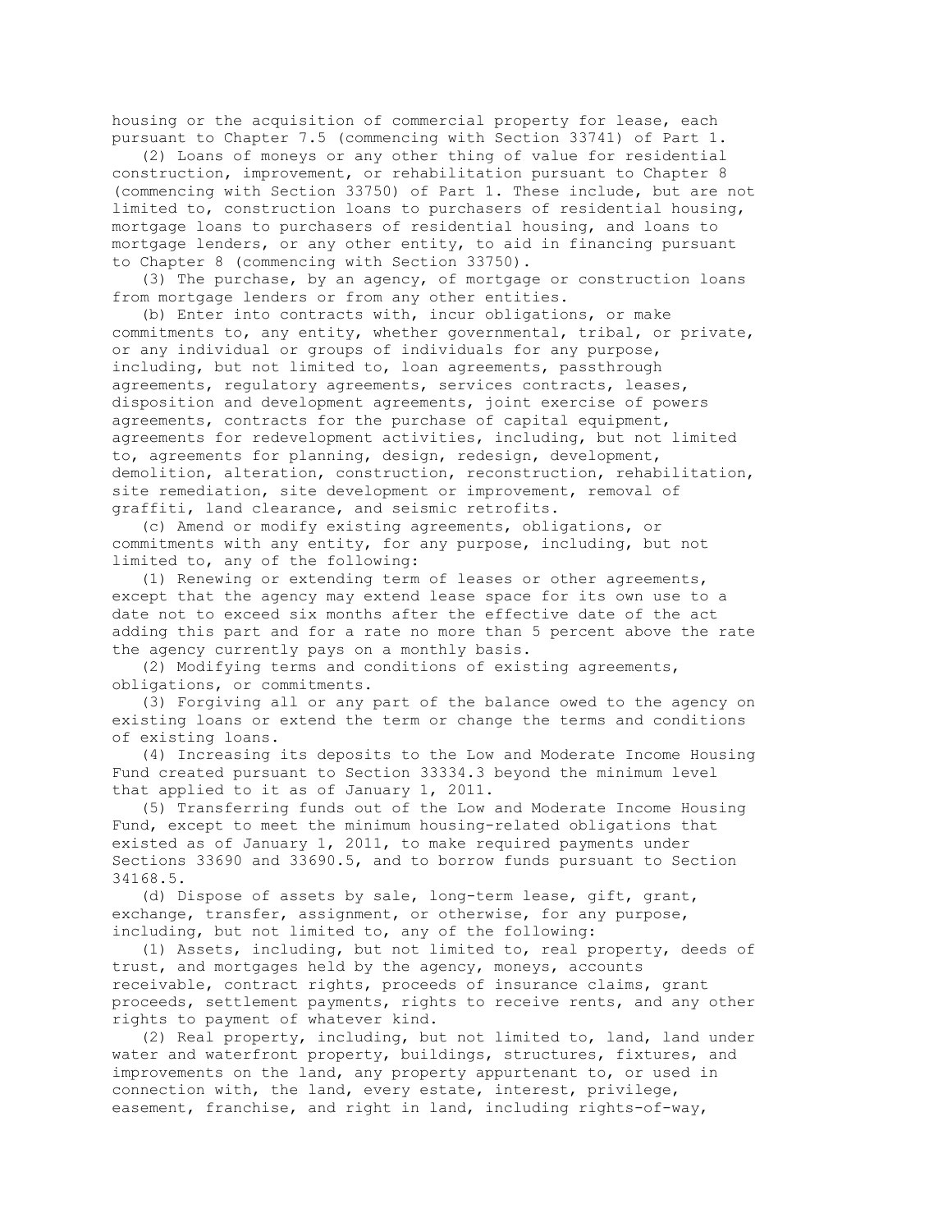housing or the acquisition of commercial property for lease, each pursuant to Chapter 7.5 (commencing with Section 33741) of Part 1.

(2) Loans of moneys or any other thing of value for residential construction, improvement, or rehabilitation pursuant to Chapter 8 (commencing with Section 33750) of Part 1. These include, but are not limited to, construction loans to purchasers of residential housing, mortgage loans to purchasers of residential housing, and loans to mortgage lenders, or any other entity, to aid in financing pursuant to Chapter 8 (commencing with Section 33750).

(3) The purchase, by an agency, of mortgage or construction loans from mortgage lenders or from any other entities.

(b) Enter into contracts with, incur obligations, or make commitments to, any entity, whether governmental, tribal, or private, or any individual or groups of individuals for any purpose, including, but not limited to, loan agreements, passthrough agreements, regulatory agreements, services contracts, leases, disposition and development agreements, joint exercise of powers agreements, contracts for the purchase of capital equipment, agreements for redevelopment activities, including, but not limited to, agreements for planning, design, redesign, development, demolition, alteration, construction, reconstruction, rehabilitation, site remediation, site development or improvement, removal of graffiti, land clearance, and seismic retrofits.

(c) Amend or modify existing agreements, obligations, or commitments with any entity, for any purpose, including, but not limited to, any of the following:

(1) Renewing or extending term of leases or other agreements, except that the agency may extend lease space for its own use to a date not to exceed six months after the effective date of the act adding this part and for a rate no more than 5 percent above the rate the agency currently pays on a monthly basis.

(2) Modifying terms and conditions of existing agreements, obligations, or commitments.

(3) Forgiving all or any part of the balance owed to the agency on existing loans or extend the term or change the terms and conditions of existing loans.

(4) Increasing its deposits to the Low and Moderate Income Housing Fund created pursuant to Section 33334.3 beyond the minimum level that applied to it as of January 1, 2011.

(5) Transferring funds out of the Low and Moderate Income Housing Fund, except to meet the minimum housing-related obligations that existed as of January 1, 2011, to make required payments under Sections 33690 and 33690.5, and to borrow funds pursuant to Section 34168.5.

(d) Dispose of assets by sale, long-term lease, gift, grant, exchange, transfer, assignment, or otherwise, for any purpose, including, but not limited to, any of the following:

(1) Assets, including, but not limited to, real property, deeds of trust, and mortgages held by the agency, moneys, accounts receivable, contract rights, proceeds of insurance claims, grant proceeds, settlement payments, rights to receive rents, and any other rights to payment of whatever kind.

(2) Real property, including, but not limited to, land, land under water and waterfront property, buildings, structures, fixtures, and improvements on the land, any property appurtenant to, or used in connection with, the land, every estate, interest, privilege, easement, franchise, and right in land, including rights-of-way,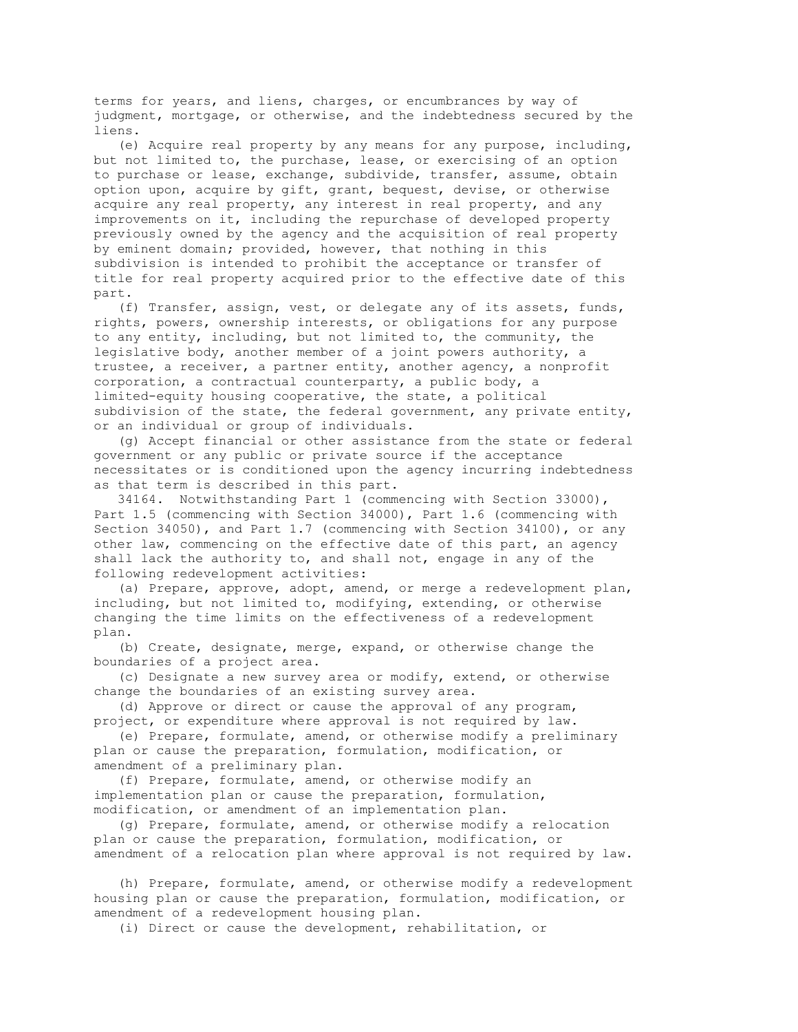terms for years, and liens, charges, or encumbrances by way of judgment, mortgage, or otherwise, and the indebtedness secured by the liens.

(e) Acquire real property by any means for any purpose, including, but not limited to, the purchase, lease, or exercising of an option to purchase or lease, exchange, subdivide, transfer, assume, obtain option upon, acquire by gift, grant, bequest, devise, or otherwise acquire any real property, any interest in real property, and any improvements on it, including the repurchase of developed property previously owned by the agency and the acquisition of real property by eminent domain; provided, however, that nothing in this subdivision is intended to prohibit the acceptance or transfer of title for real property acquired prior to the effective date of this part.

(f) Transfer, assign, vest, or delegate any of its assets, funds, rights, powers, ownership interests, or obligations for any purpose to any entity, including, but not limited to, the community, the legislative body, another member of a joint powers authority, a trustee, a receiver, a partner entity, another agency, a nonprofit corporation, a contractual counterparty, a public body, a limited-equity housing cooperative, the state, a political subdivision of the state, the federal government, any private entity, or an individual or group of individuals.

(g) Accept financial or other assistance from the state or federal government or any public or private source if the acceptance necessitates or is conditioned upon the agency incurring indebtedness as that term is described in this part.

34164. Notwithstanding Part 1 (commencing with Section 33000), Part 1.5 (commencing with Section 34000), Part 1.6 (commencing with Section 34050), and Part 1.7 (commencing with Section 34100), or any other law, commencing on the effective date of this part, an agency shall lack the authority to, and shall not, engage in any of the following redevelopment activities:

(a) Prepare, approve, adopt, amend, or merge a redevelopment plan, including, but not limited to, modifying, extending, or otherwise changing the time limits on the effectiveness of a redevelopment plan.

(b) Create, designate, merge, expand, or otherwise change the boundaries of a project area.

(c) Designate a new survey area or modify, extend, or otherwise change the boundaries of an existing survey area.

(d) Approve or direct or cause the approval of any program, project, or expenditure where approval is not required by law.

(e) Prepare, formulate, amend, or otherwise modify a preliminary plan or cause the preparation, formulation, modification, or amendment of a preliminary plan.

(f) Prepare, formulate, amend, or otherwise modify an implementation plan or cause the preparation, formulation, modification, or amendment of an implementation plan.

(g) Prepare, formulate, amend, or otherwise modify a relocation plan or cause the preparation, formulation, modification, or amendment of a relocation plan where approval is not required by law.

(h) Prepare, formulate, amend, or otherwise modify a redevelopment housing plan or cause the preparation, formulation, modification, or amendment of a redevelopment housing plan.

(i) Direct or cause the development, rehabilitation, or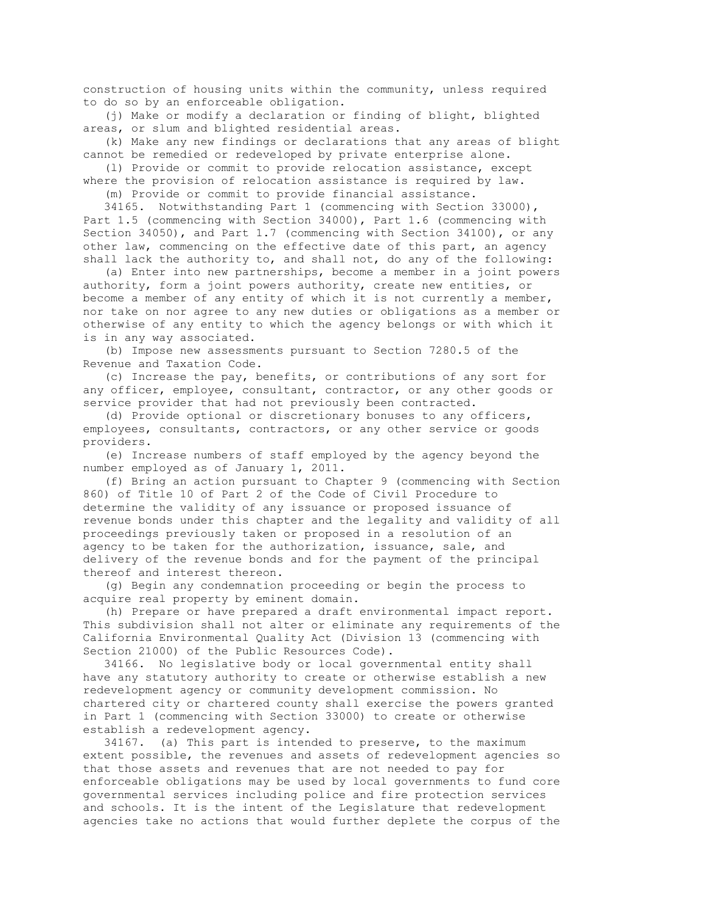construction of housing units within the community, unless required to do so by an enforceable obligation.

(j) Make or modify a declaration or finding of blight, blighted areas, or slum and blighted residential areas.

(k) Make any new findings or declarations that any areas of blight cannot be remedied or redeveloped by private enterprise alone.

(l) Provide or commit to provide relocation assistance, except where the provision of relocation assistance is required by law.

(m) Provide or commit to provide financial assistance.

34165. Notwithstanding Part 1 (commencing with Section 33000), Part 1.5 (commencing with Section 34000), Part 1.6 (commencing with Section 34050), and Part 1.7 (commencing with Section 34100), or any other law, commencing on the effective date of this part, an agency shall lack the authority to, and shall not, do any of the following:

(a) Enter into new partnerships, become a member in a joint powers authority, form a joint powers authority, create new entities, or become a member of any entity of which it is not currently a member, nor take on nor agree to any new duties or obligations as a member or otherwise of any entity to which the agency belongs or with which it is in any way associated.

(b) Impose new assessments pursuant to Section 7280.5 of the Revenue and Taxation Code.

(c) Increase the pay, benefits, or contributions of any sort for any officer, employee, consultant, contractor, or any other goods or service provider that had not previously been contracted.

(d) Provide optional or discretionary bonuses to any officers, employees, consultants, contractors, or any other service or goods providers.

(e) Increase numbers of staff employed by the agency beyond the number employed as of January 1, 2011.

(f) Bring an action pursuant to Chapter 9 (commencing with Section 860) of Title 10 of Part 2 of the Code of Civil Procedure to determine the validity of any issuance or proposed issuance of revenue bonds under this chapter and the legality and validity of all proceedings previously taken or proposed in a resolution of an agency to be taken for the authorization, issuance, sale, and delivery of the revenue bonds and for the payment of the principal thereof and interest thereon.

(g) Begin any condemnation proceeding or begin the process to acquire real property by eminent domain.

(h) Prepare or have prepared a draft environmental impact report. This subdivision shall not alter or eliminate any requirements of the California Environmental Quality Act (Division 13 (commencing with Section 21000) of the Public Resources Code).

34166. No legislative body or local governmental entity shall have any statutory authority to create or otherwise establish a new redevelopment agency or community development commission. No chartered city or chartered county shall exercise the powers granted in Part 1 (commencing with Section 33000) to create or otherwise establish a redevelopment agency.

34167. (a) This part is intended to preserve, to the maximum extent possible, the revenues and assets of redevelopment agencies so that those assets and revenues that are not needed to pay for enforceable obligations may be used by local governments to fund core governmental services including police and fire protection services and schools. It is the intent of the Legislature that redevelopment agencies take no actions that would further deplete the corpus of the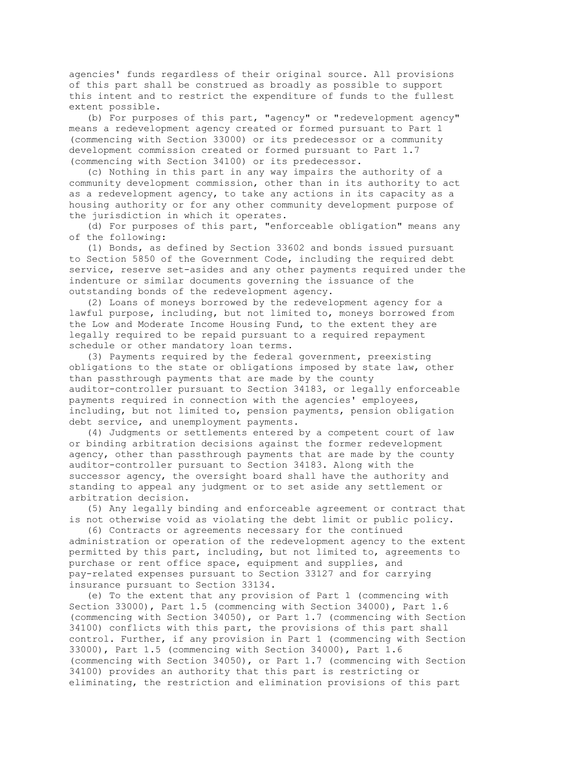agencies' funds regardless of their original source. All provisions of this part shall be construed as broadly as possible to support this intent and to restrict the expenditure of funds to the fullest extent possible.

(b) For purposes of this part, "agency" or "redevelopment agency" means a redevelopment agency created or formed pursuant to Part 1 (commencing with Section 33000) or its predecessor or a community development commission created or formed pursuant to Part 1.7 (commencing with Section 34100) or its predecessor.

(c) Nothing in this part in any way impairs the authority of a community development commission, other than in its authority to act as a redevelopment agency, to take any actions in its capacity as a housing authority or for any other community development purpose of the jurisdiction in which it operates.

(d) For purposes of this part, "enforceable obligation" means any of the following:

(1) Bonds, as defined by Section 33602 and bonds issued pursuant to Section 5850 of the Government Code, including the required debt service, reserve set-asides and any other payments required under the indenture or similar documents governing the issuance of the outstanding bonds of the redevelopment agency.

(2) Loans of moneys borrowed by the redevelopment agency for a lawful purpose, including, but not limited to, moneys borrowed from the Low and Moderate Income Housing Fund, to the extent they are legally required to be repaid pursuant to a required repayment schedule or other mandatory loan terms.

(3) Payments required by the federal government, preexisting obligations to the state or obligations imposed by state law, other than passthrough payments that are made by the county auditor-controller pursuant to Section 34183, or legally enforceable payments required in connection with the agencies' employees, including, but not limited to, pension payments, pension obligation debt service, and unemployment payments.

(4) Judgments or settlements entered by a competent court of law or binding arbitration decisions against the former redevelopment agency, other than passthrough payments that are made by the county auditor-controller pursuant to Section 34183. Along with the successor agency, the oversight board shall have the authority and standing to appeal any judgment or to set aside any settlement or arbitration decision.

(5) Any legally binding and enforceable agreement or contract that is not otherwise void as violating the debt limit or public policy.

(6) Contracts or agreements necessary for the continued administration or operation of the redevelopment agency to the extent permitted by this part, including, but not limited to, agreements to purchase or rent office space, equipment and supplies, and pay-related expenses pursuant to Section 33127 and for carrying insurance pursuant to Section 33134.

(e) To the extent that any provision of Part 1 (commencing with Section 33000), Part 1.5 (commencing with Section 34000), Part 1.6 (commencing with Section 34050), or Part 1.7 (commencing with Section 34100) conflicts with this part, the provisions of this part shall control. Further, if any provision in Part 1 (commencing with Section 33000), Part 1.5 (commencing with Section 34000), Part 1.6 (commencing with Section 34050), or Part 1.7 (commencing with Section 34100) provides an authority that this part is restricting or eliminating, the restriction and elimination provisions of this part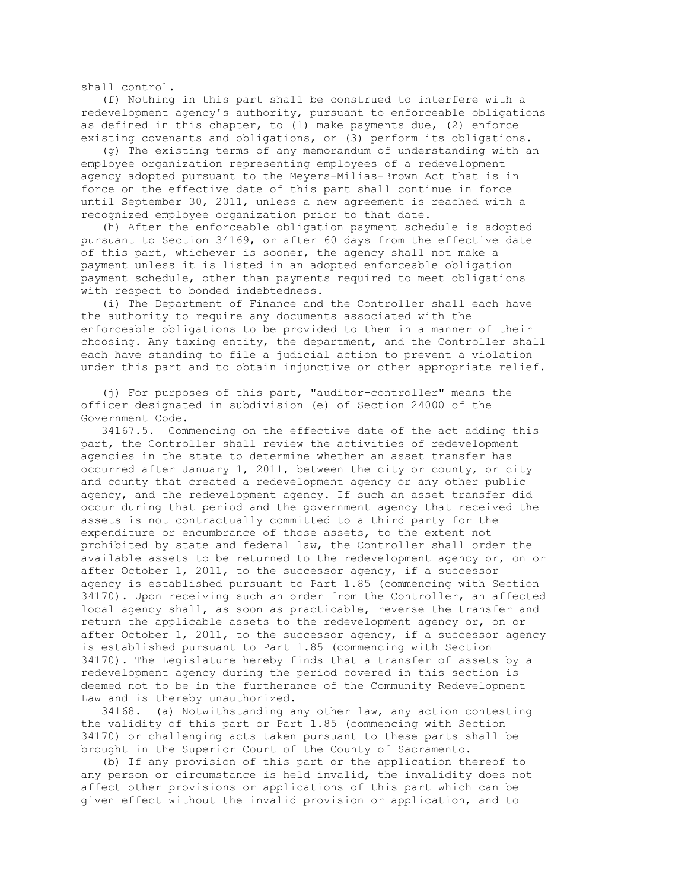shall control.

(f) Nothing in this part shall be construed to interfere with a redevelopment agency's authority, pursuant to enforceable obligations as defined in this chapter, to (1) make payments due, (2) enforce existing covenants and obligations, or (3) perform its obligations.

(g) The existing terms of any memorandum of understanding with an employee organization representing employees of a redevelopment agency adopted pursuant to the Meyers-Milias-Brown Act that is in force on the effective date of this part shall continue in force until September 30, 2011, unless a new agreement is reached with a recognized employee organization prior to that date.

(h) After the enforceable obligation payment schedule is adopted pursuant to Section 34169, or after 60 days from the effective date of this part, whichever is sooner, the agency shall not make a payment unless it is listed in an adopted enforceable obligation payment schedule, other than payments required to meet obligations with respect to bonded indebtedness.

(i) The Department of Finance and the Controller shall each have the authority to require any documents associated with the enforceable obligations to be provided to them in a manner of their choosing. Any taxing entity, the department, and the Controller shall each have standing to file a judicial action to prevent a violation under this part and to obtain injunctive or other appropriate relief.

(j) For purposes of this part, "auditor-controller" means the officer designated in subdivision (e) of Section 24000 of the Government Code.

34167.5. Commencing on the effective date of the act adding this part, the Controller shall review the activities of redevelopment agencies in the state to determine whether an asset transfer has occurred after January 1, 2011, between the city or county, or city and county that created a redevelopment agency or any other public agency, and the redevelopment agency. If such an asset transfer did occur during that period and the government agency that received the assets is not contractually committed to a third party for the expenditure or encumbrance of those assets, to the extent not prohibited by state and federal law, the Controller shall order the available assets to be returned to the redevelopment agency or, on or after October 1, 2011, to the successor agency, if a successor agency is established pursuant to Part 1.85 (commencing with Section 34170). Upon receiving such an order from the Controller, an affected local agency shall, as soon as practicable, reverse the transfer and return the applicable assets to the redevelopment agency or, on or after October 1, 2011, to the successor agency, if a successor agency is established pursuant to Part 1.85 (commencing with Section 34170). The Legislature hereby finds that a transfer of assets by a redevelopment agency during the period covered in this section is deemed not to be in the furtherance of the Community Redevelopment Law and is thereby unauthorized.

34168. (a) Notwithstanding any other law, any action contesting the validity of this part or Part 1.85 (commencing with Section 34170) or challenging acts taken pursuant to these parts shall be brought in the Superior Court of the County of Sacramento.

(b) If any provision of this part or the application thereof to any person or circumstance is held invalid, the invalidity does not affect other provisions or applications of this part which can be given effect without the invalid provision or application, and to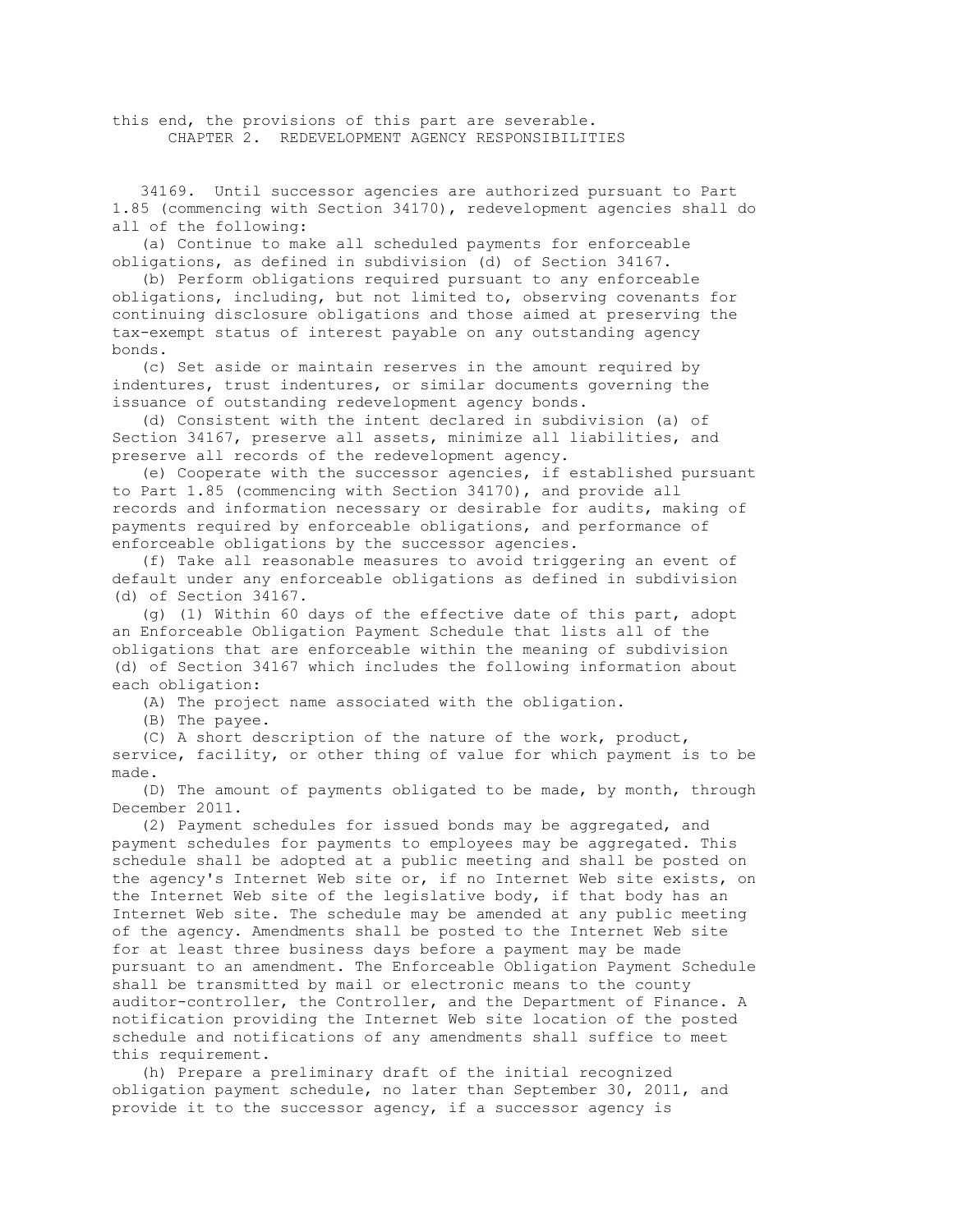this end, the provisions of this part are severable.

## CHAPTER 2. REDEVELOPMENT AGENCY RESPONSIBILITIES

34169. Until successor agencies are authorized pursuant to Part 1.85 (commencing with Section 34170), redevelopment agencies shall do all of the following:

(a) Continue to make all scheduled payments for enforceable obligations, as defined in subdivision (d) of Section 34167.

(b) Perform obligations required pursuant to any enforceable obligations, including, but not limited to, observing covenants for continuing disclosure obligations and those aimed at preserving the tax-exempt status of interest payable on any outstanding agency bonds.

(c) Set aside or maintain reserves in the amount required by indentures, trust indentures, or similar documents governing the issuance of outstanding redevelopment agency bonds.

(d) Consistent with the intent declared in subdivision (a) of Section 34167, preserve all assets, minimize all liabilities, and preserve all records of the redevelopment agency.

(e) Cooperate with the successor agencies, if established pursuant to Part 1.85 (commencing with Section 34170), and provide all records and information necessary or desirable for audits, making of payments required by enforceable obligations, and performance of enforceable obligations by the successor agencies.

(f) Take all reasonable measures to avoid triggering an event of default under any enforceable obligations as defined in subdivision (d) of Section 34167.

(g) (1) Within 60 days of the effective date of this part, adopt an Enforceable Obligation Payment Schedule that lists all of the obligations that are enforceable within the meaning of subdivision (d) of Section 34167 which includes the following information about each obligation:

(A) The project name associated with the obligation.

(B) The payee.

(C) A short description of the nature of the work, product, service, facility, or other thing of value for which payment is to be made.

(D) The amount of payments obligated to be made, by month, through December 2011.

(2) Payment schedules for issued bonds may be aggregated, and payment schedules for payments to employees may be aggregated. This schedule shall be adopted at a public meeting and shall be posted on the agency's Internet Web site or, if no Internet Web site exists, on the Internet Web site of the legislative body, if that body has an Internet Web site. The schedule may be amended at any public meeting of the agency. Amendments shall be posted to the Internet Web site for at least three business days before a payment may be made pursuant to an amendment. The Enforceable Obligation Payment Schedule shall be transmitted by mail or electronic means to the county auditor-controller, the Controller, and the Department of Finance. A notification providing the Internet Web site location of the posted schedule and notifications of any amendments shall suffice to meet this requirement.

(h) Prepare a preliminary draft of the initial recognized obligation payment schedule, no later than September 30, 2011, and provide it to the successor agency, if a successor agency is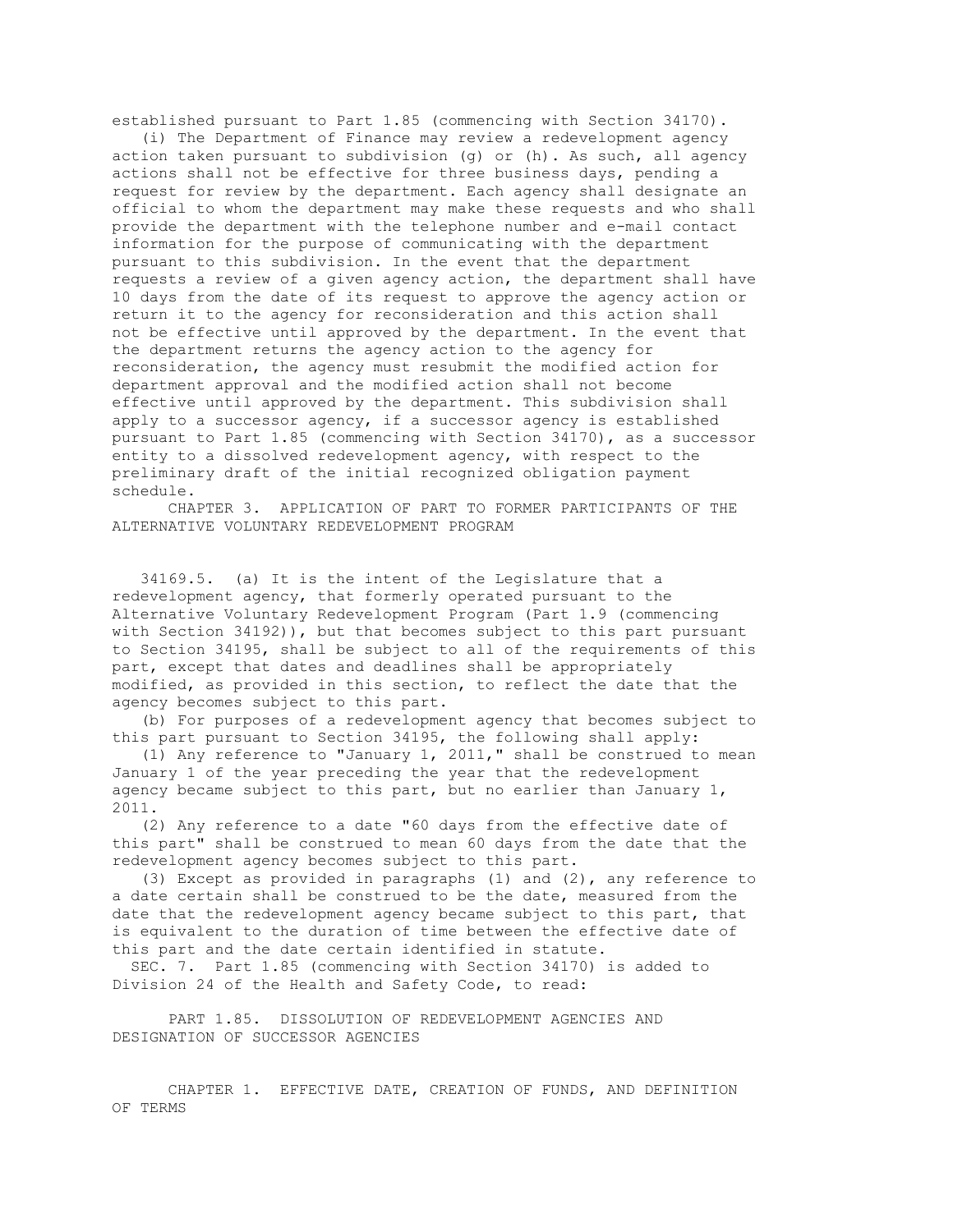established pursuant to Part 1.85 (commencing with Section 34170).

(i) The Department of Finance may review a redevelopment agency action taken pursuant to subdivision (g) or (h). As such, all agency actions shall not be effective for three business days, pending a request for review by the department. Each agency shall designate an official to whom the department may make these requests and who shall provide the department with the telephone number and e-mail contact information for the purpose of communicating with the department pursuant to this subdivision. In the event that the department requests a review of a given agency action, the department shall have 10 days from the date of its request to approve the agency action or return it to the agency for reconsideration and this action shall not be effective until approved by the department. In the event that the department returns the agency action to the agency for reconsideration, the agency must resubmit the modified action for department approval and the modified action shall not become effective until approved by the department. This subdivision shall apply to a successor agency, if a successor agency is established pursuant to Part 1.85 (commencing with Section 34170), as a successor entity to a dissolved redevelopment agency, with respect to the preliminary draft of the initial recognized obligation payment schedule.

## CHAPTER 3. APPLICATION OF PART TO FORMER PARTICIPANTS OF THE ALTERNATIVE VOLUNTARY REDEVELOPMENT PROGRAM

34169.5. (a) It is the intent of the Legislature that a redevelopment agency, that formerly operated pursuant to the Alternative Voluntary Redevelopment Program (Part 1.9 (commencing with Section 34192)), but that becomes subject to this part pursuant to Section 34195, shall be subject to all of the requirements of this part, except that dates and deadlines shall be appropriately modified, as provided in this section, to reflect the date that the agency becomes subject to this part.

(b) For purposes of a redevelopment agency that becomes subject to this part pursuant to Section 34195, the following shall apply:

(1) Any reference to "January 1, 2011," shall be construed to mean January 1 of the year preceding the year that the redevelopment agency became subject to this part, but no earlier than January 1, 2011.

(2) Any reference to a date "60 days from the effective date of this part" shall be construed to mean 60 days from the date that the redevelopment agency becomes subject to this part.

(3) Except as provided in paragraphs (1) and (2), any reference to a date certain shall be construed to be the date, measured from the date that the redevelopment agency became subject to this part, that is equivalent to the duration of time between the effective date of this part and the date certain identified in statute.

SEC. 7. Part 1.85 (commencing with Section 34170) is added to Division 24 of the Health and Safety Code, to read:

# PART 1.85. DISSOLUTION OF REDEVELOPMENT AGENCIES AND DESIGNATION OF SUCCESSOR AGENCIES

## CHAPTER 1. EFFECTIVE DATE, CREATION OF FUNDS, AND DEFINITION OF TERMS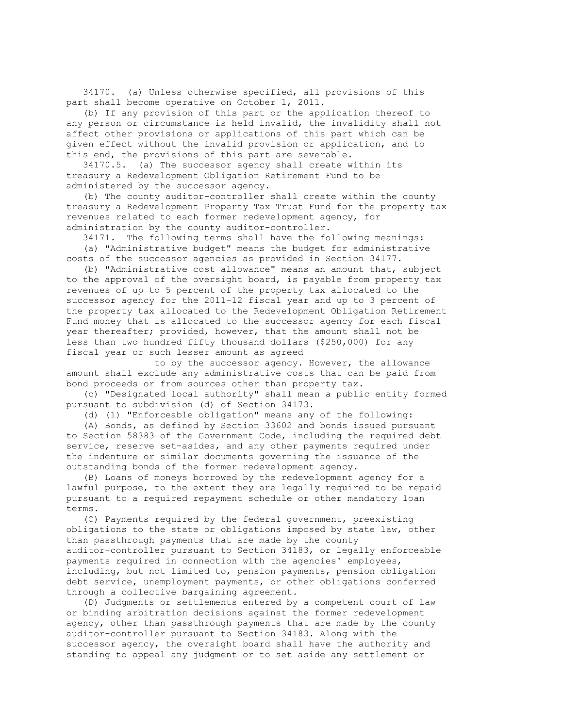34170. (a) Unless otherwise specified, all provisions of this part shall become operative on October 1, 2011.

(b) If any provision of this part or the application thereof to any person or circumstance is held invalid, the invalidity shall not affect other provisions or applications of this part which can be given effect without the invalid provision or application, and to this end, the provisions of this part are severable.

34170.5. (a) The successor agency shall create within its treasury a Redevelopment Obligation Retirement Fund to be administered by the successor agency.

(b) The county auditor-controller shall create within the county treasury a Redevelopment Property Tax Trust Fund for the property tax revenues related to each former redevelopment agency, for administration by the county auditor-controller.

34171. The following terms shall have the following meanings:

(a) "Administrative budget" means the budget for administrative costs of the successor agencies as provided in Section 34177.

(b) "Administrative cost allowance" means an amount that, subject to the approval of the oversight board, is payable from property tax revenues of up to 5 percent of the property tax allocated to the successor agency for the 2011-12 fiscal year and up to 3 percent of the property tax allocated to the Redevelopment Obligation Retirement Fund money that is allocated to the successor agency for each fiscal year thereafter; provided, however, that the amount shall not be less than two hundred fifty thousand dollars ($250,000) for any fiscal year or such lesser amount as agreed to by the successor agency. However, the allowance amount shall exclude any administrative costs that can be paid from bond proceeds or from sources other than property tax.

(c) "Designated local authority" shall mean a public entity formed pursuant to subdivision (d) of Section 34173.

(d) (1) "Enforceable obligation" means any of the following:

(A) Bonds, as defined by Section 33602 and bonds issued pursuant to Section 58383 of the Government Code, including the required debt service, reserve set-asides, and any other payments required under the indenture or similar documents governing the issuance of the outstanding bonds of the former redevelopment agency.

(B) Loans of moneys borrowed by the redevelopment agency for a lawful purpose, to the extent they are legally required to be repaid pursuant to a required repayment schedule or other mandatory loan terms.

(C) Payments required by the federal government, preexisting obligations to the state or obligations imposed by state law, other than passthrough payments that are made by the county auditor-controller pursuant to Section 34183, or legally enforceable payments required in connection with the agencies' employees, including, but not limited to, pension payments, pension obligation debt service, unemployment payments, or other obligations conferred through a collective bargaining agreement.

(D) Judgments or settlements entered by a competent court of law or binding arbitration decisions against the former redevelopment agency, other than passthrough payments that are made by the county auditor-controller pursuant to Section 34183. Along with the successor agency, the oversight board shall have the authority and standing to appeal any judgment or to set aside any settlement or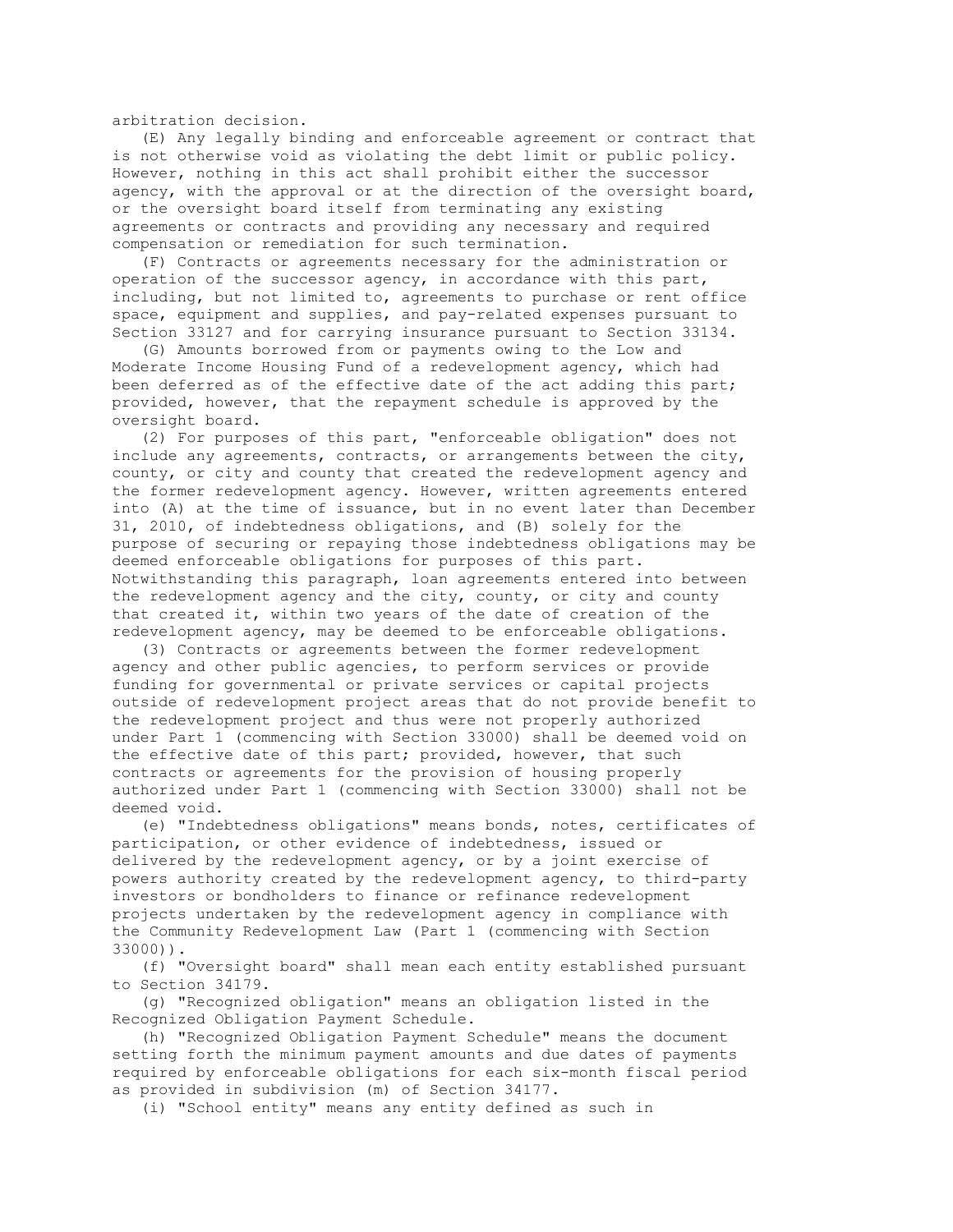arbitration decision.

(E) Any legally binding and enforceable agreement or contract that is not otherwise void as violating the debt limit or public policy. However, nothing in this act shall prohibit either the successor agency, with the approval or at the direction of the oversight board, or the oversight board itself from terminating any existing agreements or contracts and providing any necessary and required compensation or remediation for such termination.

(F) Contracts or agreements necessary for the administration or operation of the successor agency, in accordance with this part, including, but not limited to, agreements to purchase or rent office space, equipment and supplies, and pay-related expenses pursuant to Section 33127 and for carrying insurance pursuant to Section 33134.

(G) Amounts borrowed from or payments owing to the Low and Moderate Income Housing Fund of a redevelopment agency, which had been deferred as of the effective date of the act adding this part; provided, however, that the repayment schedule is approved by the oversight board.

(2) For purposes of this part, "enforceable obligation" does not include any agreements, contracts, or arrangements between the city, county, or city and county that created the redevelopment agency and the former redevelopment agency. However, written agreements entered into (A) at the time of issuance, but in no event later than December 31, 2010, of indebtedness obligations, and (B) solely for the purpose of securing or repaying those indebtedness obligations may be deemed enforceable obligations for purposes of this part. Notwithstanding this paragraph, loan agreements entered into between the redevelopment agency and the city, county, or city and county that created it, within two years of the date of creation of the redevelopment agency, may be deemed to be enforceable obligations.

(3) Contracts or agreements between the former redevelopment agency and other public agencies, to perform services or provide funding for governmental or private services or capital projects outside of redevelopment project areas that do not provide benefit to the redevelopment project and thus were not properly authorized under Part 1 (commencing with Section 33000) shall be deemed void on the effective date of this part; provided, however, that such contracts or agreements for the provision of housing properly authorized under Part 1 (commencing with Section 33000) shall not be deemed void.

(e) "Indebtedness obligations" means bonds, notes, certificates of participation, or other evidence of indebtedness, issued or delivered by the redevelopment agency, or by a joint exercise of powers authority created by the redevelopment agency, to third-party investors or bondholders to finance or refinance redevelopment projects undertaken by the redevelopment agency in compliance with the Community Redevelopment Law (Part 1 (commencing with Section 33000)).

(f) "Oversight board" shall mean each entity established pursuant to Section 34179.

(g) "Recognized obligation" means an obligation listed in the Recognized Obligation Payment Schedule.

(h) "Recognized Obligation Payment Schedule" means the document setting forth the minimum payment amounts and due dates of payments required by enforceable obligations for each six-month fiscal period as provided in subdivision (m) of Section 34177.

(i) "School entity" means any entity defined as such in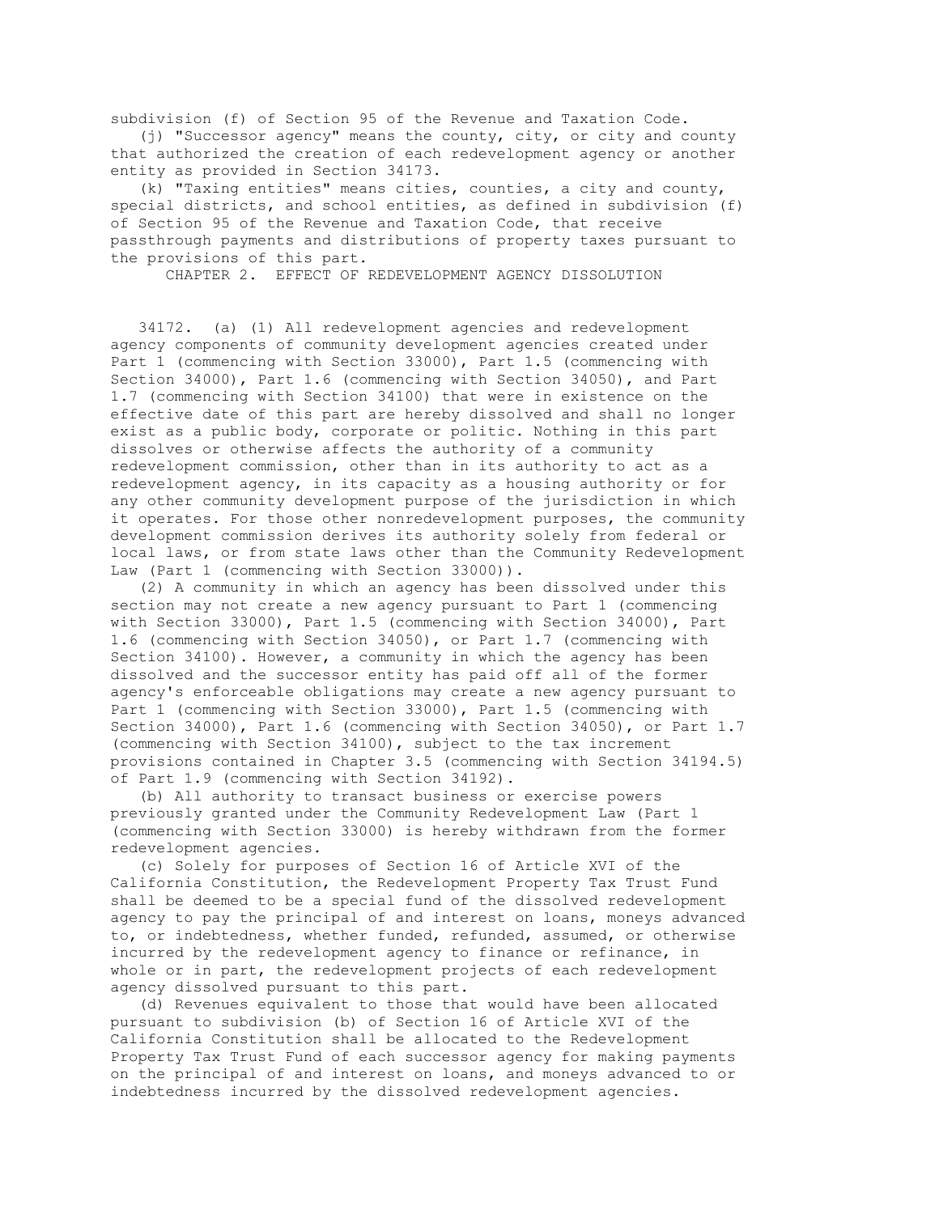subdivision (f) of Section 95 of the Revenue and Taxation Code.

(j) "Successor agency" means the county, city, or city and county that authorized the creation of each redevelopment agency or another entity as provided in Section 34173.

(k) "Taxing entities" means cities, counties, a city and county, special districts, and school entities, as defined in subdivision (f) of Section 95 of the Revenue and Taxation Code, that receive passthrough payments and distributions of property taxes pursuant to the provisions of this part.

## CHAPTER 2. EFFECT OF REDEVELOPMENT AGENCY DISSOLUTION

34172. (a) (1) All redevelopment agencies and redevelopment agency components of community development agencies created under Part 1 (commencing with Section 33000), Part 1.5 (commencing with Section 34000), Part 1.6 (commencing with Section 34050), and Part 1.7 (commencing with Section 34100) that were in existence on the effective date of this part are hereby dissolved and shall no longer exist as a public body, corporate or politic. Nothing in this part dissolves or otherwise affects the authority of a community redevelopment commission, other than in its authority to act as a redevelopment agency, in its capacity as a housing authority or for any other community development purpose of the jurisdiction in which it operates. For those other nonredevelopment purposes, the community development commission derives its authority solely from federal or local laws, or from state laws other than the Community Redevelopment Law (Part 1 (commencing with Section 33000)).

(2) A community in which an agency has been dissolved under this section may not create a new agency pursuant to Part 1 (commencing with Section 33000), Part 1.5 (commencing with Section 34000), Part 1.6 (commencing with Section 34050), or Part 1.7 (commencing with Section 34100). However, a community in which the agency has been dissolved and the successor entity has paid off all of the former agency's enforceable obligations may create a new agency pursuant to Part 1 (commencing with Section 33000), Part 1.5 (commencing with Section 34000), Part 1.6 (commencing with Section 34050), or Part 1.7 (commencing with Section 34100), subject to the tax increment provisions contained in Chapter 3.5 (commencing with Section 34194.5) of Part 1.9 (commencing with Section 34192).

(b) All authority to transact business or exercise powers previously granted under the Community Redevelopment Law (Part 1 (commencing with Section 33000) is hereby withdrawn from the former redevelopment agencies.

(c) Solely for purposes of Section 16 of Article XVI of the California Constitution, the Redevelopment Property Tax Trust Fund shall be deemed to be a special fund of the dissolved redevelopment agency to pay the principal of and interest on loans, moneys advanced to, or indebtedness, whether funded, refunded, assumed, or otherwise incurred by the redevelopment agency to finance or refinance, in whole or in part, the redevelopment projects of each redevelopment agency dissolved pursuant to this part.

(d) Revenues equivalent to those that would have been allocated pursuant to subdivision (b) of Section 16 of Article XVI of the California Constitution shall be allocated to the Redevelopment Property Tax Trust Fund of each successor agency for making payments on the principal of and interest on loans, and moneys advanced to or indebtedness incurred by the dissolved redevelopment agencies.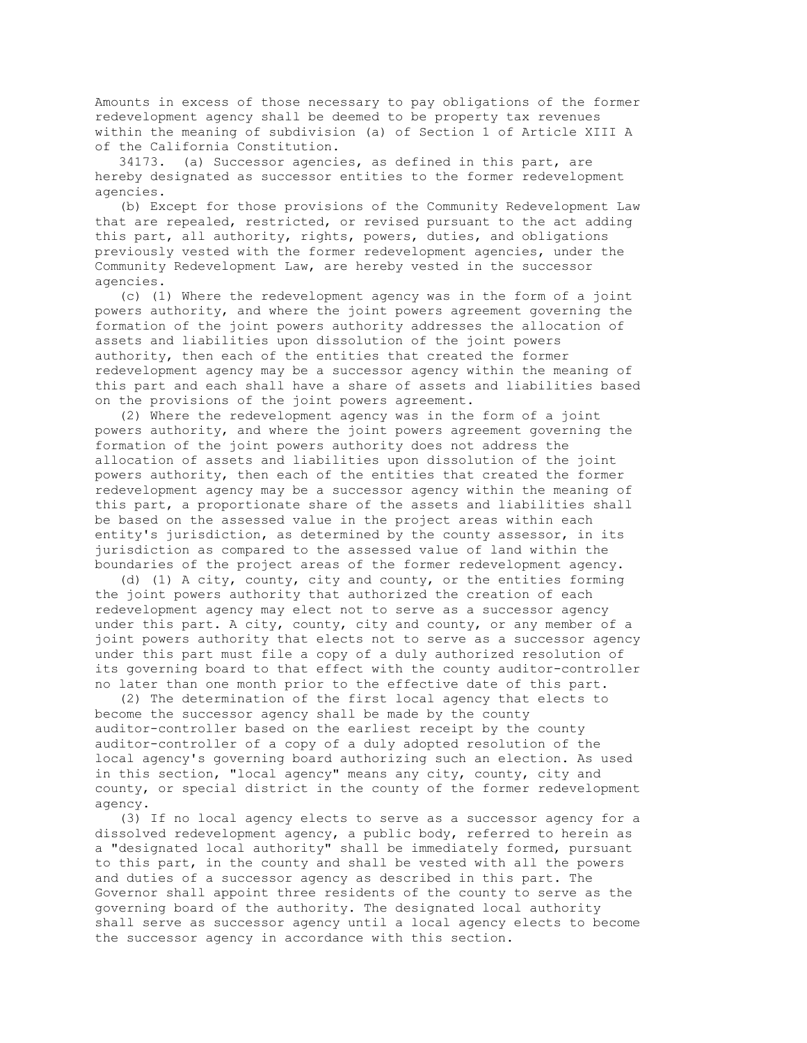Amounts in excess of those necessary to pay obligations of the former redevelopment agency shall be deemed to be property tax revenues within the meaning of subdivision (a) of Section 1 of Article XIII A of the California Constitution.

34173. (a) Successor agencies, as defined in this part, are hereby designated as successor entities to the former redevelopment agencies.

(b) Except for those provisions of the Community Redevelopment Law that are repealed, restricted, or revised pursuant to the act adding this part, all authority, rights, powers, duties, and obligations previously vested with the former redevelopment agencies, under the Community Redevelopment Law, are hereby vested in the successor agencies.

(c) (1) Where the redevelopment agency was in the form of a joint powers authority, and where the joint powers agreement governing the formation of the joint powers authority addresses the allocation of assets and liabilities upon dissolution of the joint powers authority, then each of the entities that created the former redevelopment agency may be a successor agency within the meaning of this part and each shall have a share of assets and liabilities based on the provisions of the joint powers agreement.

(2) Where the redevelopment agency was in the form of a joint powers authority, and where the joint powers agreement governing the formation of the joint powers authority does not address the allocation of assets and liabilities upon dissolution of the joint powers authority, then each of the entities that created the former redevelopment agency may be a successor agency within the meaning of this part, a proportionate share of the assets and liabilities shall be based on the assessed value in the project areas within each entity's jurisdiction, as determined by the county assessor, in its jurisdiction as compared to the assessed value of land within the boundaries of the project areas of the former redevelopment agency.

(d) (1) A city, county, city and county, or the entities forming the joint powers authority that authorized the creation of each redevelopment agency may elect not to serve as a successor agency under this part. A city, county, city and county, or any member of a joint powers authority that elects not to serve as a successor agency under this part must file a copy of a duly authorized resolution of its governing board to that effect with the county auditor-controller no later than one month prior to the effective date of this part.

(2) The determination of the first local agency that elects to become the successor agency shall be made by the county auditor-controller based on the earliest receipt by the county auditor-controller of a copy of a duly adopted resolution of the local agency's governing board authorizing such an election. As used in this section, "local agency" means any city, county, city and county, or special district in the county of the former redevelopment agency.

(3) If no local agency elects to serve as a successor agency for a dissolved redevelopment agency, a public body, referred to herein as a "designated local authority" shall be immediately formed, pursuant to this part, in the county and shall be vested with all the powers and duties of a successor agency as described in this part. The Governor shall appoint three residents of the county to serve as the governing board of the authority. The designated local authority shall serve as successor agency until a local agency elects to become the successor agency in accordance with this section.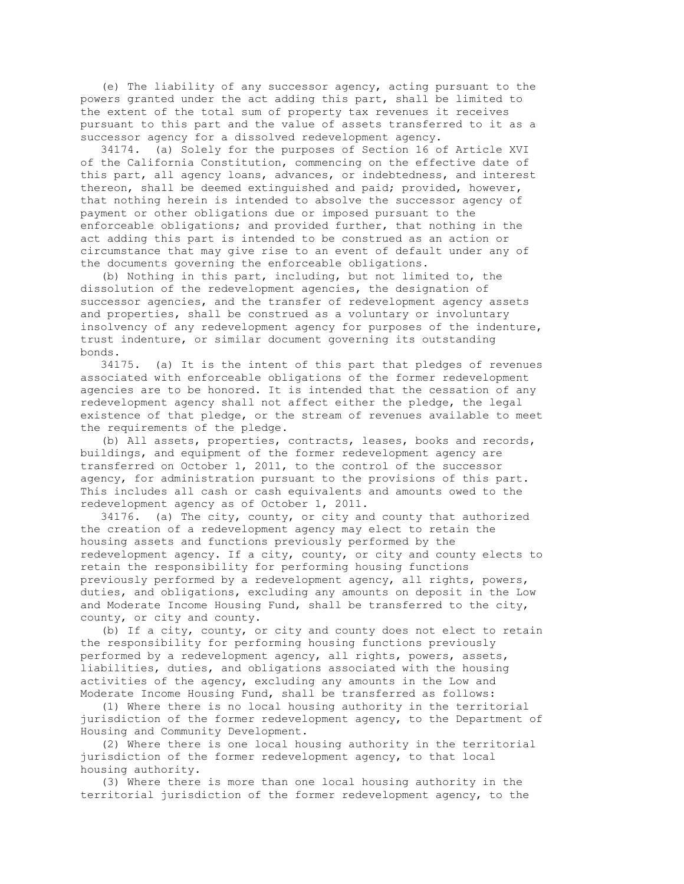(e) The liability of any successor agency, acting pursuant to the powers granted under the act adding this part, shall be limited to the extent of the total sum of property tax revenues it receives pursuant to this part and the value of assets transferred to it as a successor agency for a dissolved redevelopment agency.

34174. (a) Solely for the purposes of Section 16 of Article XVI of the California Constitution, commencing on the effective date of this part, all agency loans, advances, or indebtedness, and interest thereon, shall be deemed extinguished and paid; provided, however, that nothing herein is intended to absolve the successor agency of payment or other obligations due or imposed pursuant to the enforceable obligations; and provided further, that nothing in the act adding this part is intended to be construed as an action or circumstance that may give rise to an event of default under any of the documents governing the enforceable obligations.

(b) Nothing in this part, including, but not limited to, the dissolution of the redevelopment agencies, the designation of successor agencies, and the transfer of redevelopment agency assets and properties, shall be construed as a voluntary or involuntary insolvency of any redevelopment agency for purposes of the indenture, trust indenture, or similar document governing its outstanding bonds.

34175. (a) It is the intent of this part that pledges of revenues associated with enforceable obligations of the former redevelopment agencies are to be honored. It is intended that the cessation of any redevelopment agency shall not affect either the pledge, the legal existence of that pledge, or the stream of revenues available to meet the requirements of the pledge.

(b) All assets, properties, contracts, leases, books and records, buildings, and equipment of the former redevelopment agency are transferred on October 1, 2011, to the control of the successor agency, for administration pursuant to the provisions of this part. This includes all cash or cash equivalents and amounts owed to the redevelopment agency as of October 1, 2011.

34176. (a) The city, county, or city and county that authorized the creation of a redevelopment agency may elect to retain the housing assets and functions previously performed by the redevelopment agency. If a city, county, or city and county elects to retain the responsibility for performing housing functions previously performed by a redevelopment agency, all rights, powers, duties, and obligations, excluding any amounts on deposit in the Low and Moderate Income Housing Fund, shall be transferred to the city, county, or city and county.

(b) If a city, county, or city and county does not elect to retain the responsibility for performing housing functions previously performed by a redevelopment agency, all rights, powers, assets, liabilities, duties, and obligations associated with the housing activities of the agency, excluding any amounts in the Low and Moderate Income Housing Fund, shall be transferred as follows:

(1) Where there is no local housing authority in the territorial jurisdiction of the former redevelopment agency, to the Department of Housing and Community Development.

(2) Where there is one local housing authority in the territorial jurisdiction of the former redevelopment agency, to that local housing authority.

(3) Where there is more than one local housing authority in the territorial jurisdiction of the former redevelopment agency, to the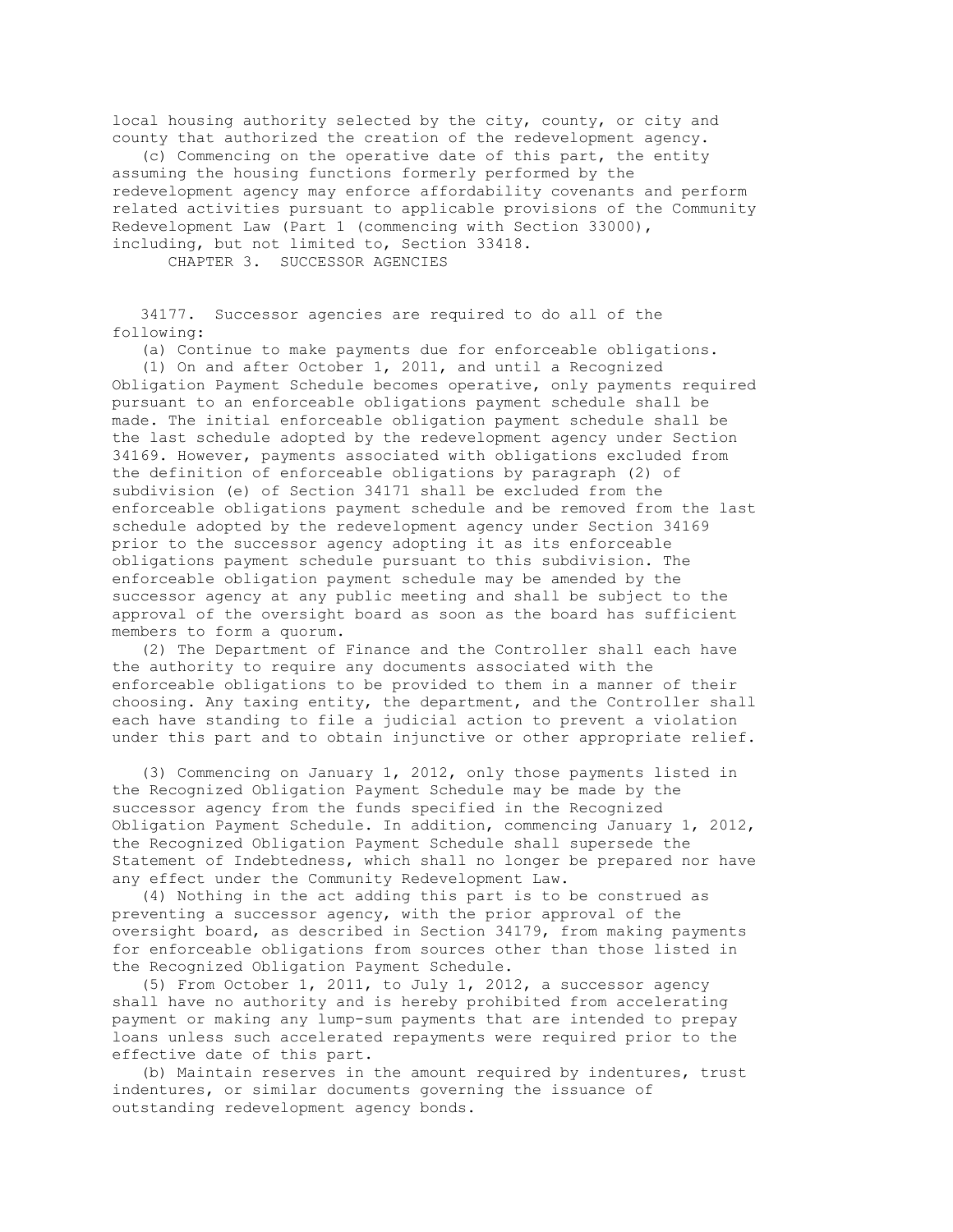local housing authority selected by the city, county, or city and county that authorized the creation of the redevelopment agency.

(c) Commencing on the operative date of this part, the entity assuming the housing functions formerly performed by the redevelopment agency may enforce affordability covenants and perform related activities pursuant to applicable provisions of the Community Redevelopment Law (Part 1 (commencing with Section 33000), including, but not limited to, Section 33418.

## CHAPTER 3. SUCCESSOR AGENCIES

34177. Successor agencies are required to do all of the following:

(a) Continue to make payments due for enforceable obligations.

(1) On and after October 1, 2011, and until a Recognized Obligation Payment Schedule becomes operative, only payments required pursuant to an enforceable obligations payment schedule shall be made. The initial enforceable obligation payment schedule shall be the last schedule adopted by the redevelopment agency under Section 34169. However, payments associated with obligations excluded from the definition of enforceable obligations by paragraph (2) of subdivision (e) of Section 34171 shall be excluded from the enforceable obligations payment schedule and be removed from the last schedule adopted by the redevelopment agency under Section 34169 prior to the successor agency adopting it as its enforceable obligations payment schedule pursuant to this subdivision. The enforceable obligation payment schedule may be amended by the successor agency at any public meeting and shall be subject to the approval of the oversight board as soon as the board has sufficient members to form a quorum.

(2) The Department of Finance and the Controller shall each have the authority to require any documents associated with the enforceable obligations to be provided to them in a manner of their choosing. Any taxing entity, the department, and the Controller shall each have standing to file a judicial action to prevent a violation under this part and to obtain injunctive or other appropriate relief.

(3) Commencing on January 1, 2012, only those payments listed in the Recognized Obligation Payment Schedule may be made by the successor agency from the funds specified in the Recognized Obligation Payment Schedule. In addition, commencing January 1, 2012, the Recognized Obligation Payment Schedule shall supersede the Statement of Indebtedness, which shall no longer be prepared nor have any effect under the Community Redevelopment Law.

(4) Nothing in the act adding this part is to be construed as preventing a successor agency, with the prior approval of the oversight board, as described in Section 34179, from making payments for enforceable obligations from sources other than those listed in the Recognized Obligation Payment Schedule.

(5) From October 1, 2011, to July 1, 2012, a successor agency shall have no authority and is hereby prohibited from accelerating payment or making any lump-sum payments that are intended to prepay loans unless such accelerated repayments were required prior to the effective date of this part.

(b) Maintain reserves in the amount required by indentures, trust indentures, or similar documents governing the issuance of outstanding redevelopment agency bonds.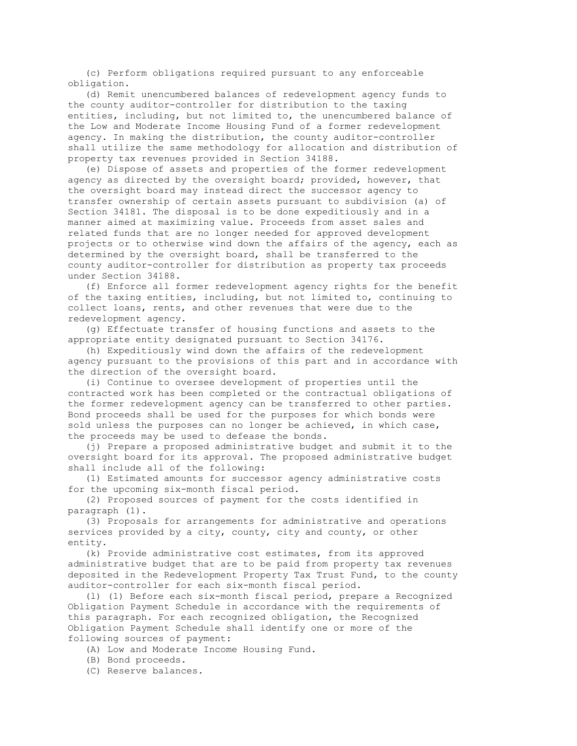(c) Perform obligations required pursuant to any enforceable obligation.

(d) Remit unencumbered balances of redevelopment agency funds to the county auditor-controller for distribution to the taxing entities, including, but not limited to, the unencumbered balance of the Low and Moderate Income Housing Fund of a former redevelopment agency. In making the distribution, the county auditor-controller shall utilize the same methodology for allocation and distribution of property tax revenues provided in Section 34188.

(e) Dispose of assets and properties of the former redevelopment agency as directed by the oversight board; provided, however, that the oversight board may instead direct the successor agency to transfer ownership of certain assets pursuant to subdivision (a) of Section 34181. The disposal is to be done expeditiously and in a manner aimed at maximizing value. Proceeds from asset sales and related funds that are no longer needed for approved development projects or to otherwise wind down the affairs of the agency, each as determined by the oversight board, shall be transferred to the county auditor-controller for distribution as property tax proceeds under Section 34188.

(f) Enforce all former redevelopment agency rights for the benefit of the taxing entities, including, but not limited to, continuing to collect loans, rents, and other revenues that were due to the redevelopment agency.

(g) Effectuate transfer of housing functions and assets to the appropriate entity designated pursuant to Section 34176.

(h) Expeditiously wind down the affairs of the redevelopment agency pursuant to the provisions of this part and in accordance with the direction of the oversight board.

(i) Continue to oversee development of properties until the contracted work has been completed or the contractual obligations of the former redevelopment agency can be transferred to other parties. Bond proceeds shall be used for the purposes for which bonds were sold unless the purposes can no longer be achieved, in which case, the proceeds may be used to defease the bonds.

(j) Prepare a proposed administrative budget and submit it to the oversight board for its approval. The proposed administrative budget shall include all of the following:

(1) Estimated amounts for successor agency administrative costs for the upcoming six-month fiscal period.

(2) Proposed sources of payment for the costs identified in paragraph (1).

(3) Proposals for arrangements for administrative and operations services provided by a city, county, city and county, or other entity.

(k) Provide administrative cost estimates, from its approved administrative budget that are to be paid from property tax revenues deposited in the Redevelopment Property Tax Trust Fund, to the county auditor-controller for each six-month fiscal period.

(l) (1) Before each six-month fiscal period, prepare a Recognized Obligation Payment Schedule in accordance with the requirements of this paragraph. For each recognized obligation, the Recognized Obligation Payment Schedule shall identify one or more of the following sources of payment:

(A) Low and Moderate Income Housing Fund.

(B) Bond proceeds.

(C) Reserve balances.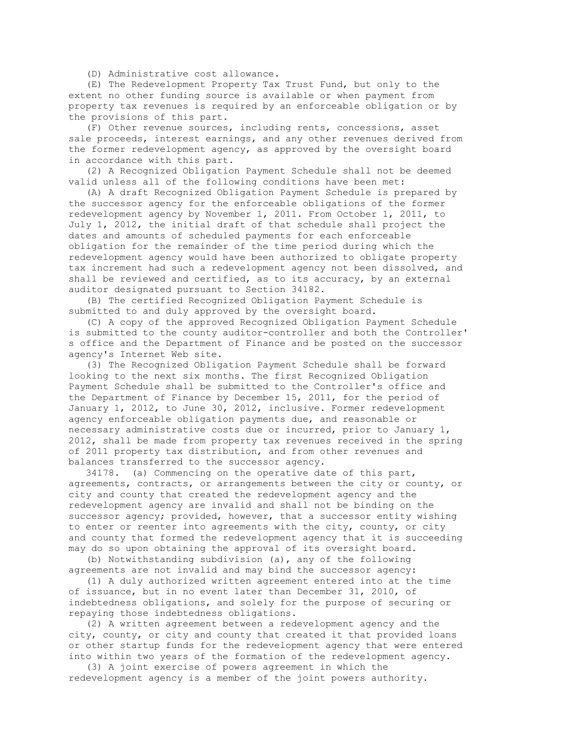(D) Administrative cost allowance.

(E) The Redevelopment Property Tax Trust Fund, but only to the extent no other funding source is available or when payment from property tax revenues is required by an enforceable obligation or by the provisions of this part.

(F) Other revenue sources, including rents, concessions, asset sale proceeds, interest earnings, and any other revenues derived from the former redevelopment agency, as approved by the oversight board in accordance with this part.

(2) A Recognized Obligation Payment Schedule shall not be deemed valid unless all of the following conditions have been met:

(A) A draft Recognized Obligation Payment Schedule is prepared by the successor agency for the enforceable obligations of the former redevelopment agency by November 1, 2011. From October 1, 2011, to July 1, 2012, the initial draft of that schedule shall project the dates and amounts of scheduled payments for each enforceable obligation for the remainder of the time period during which the redevelopment agency would have been authorized to obligate property tax increment had such a redevelopment agency not been dissolved, and shall be reviewed and certified, as to its accuracy, by an external auditor designated pursuant to Section 34182.

(B) The certified Recognized Obligation Payment Schedule is submitted to and duly approved by the oversight board.

(C) A copy of the approved Recognized Obligation Payment Schedule is submitted to the county auditor-controller and both the Controller's office and the Department of Finance and be posted on the successor agency's Internet Web site.

(3) The Recognized Obligation Payment Schedule shall be forward looking to the next six months. The first Recognized Obligation Payment Schedule shall be submitted to the Controller's office and the Department of Finance by December 15, 2011, for the period of January 1, 2012, to June 30, 2012, inclusive. Former redevelopment agency enforceable obligation payments due, and reasonable or necessary administrative costs due or incurred, prior to January 1, 2012, shall be made from property tax revenues received in the spring of 2011 property tax distribution, and from other revenues and balances transferred to the successor agency.

34178. (a) Commencing on the operative date of this part, agreements, contracts, or arrangements between the city or county, or city and county that created the redevelopment agency and the redevelopment agency are invalid and shall not be binding on the successor agency; provided, however, that a successor entity wishing to enter or reenter into agreements with the city, county, or city and county that formed the redevelopment agency that it is succeeding may do so upon obtaining the approval of its oversight board.

(b) Notwithstanding subdivision (a), any of the following agreements are not invalid and may bind the successor agency:

(1) A duly authorized written agreement entered into at the time of issuance, but in no event later than December 31, 2010, of indebtedness obligations, and solely for the purpose of securing or repaying those indebtedness obligations.

(2) A written agreement between a redevelopment agency and the city, county, or city and county that created it that provided loans or other startup funds for the redevelopment agency that were entered into within two years of the formation of the redevelopment agency.

(3) A joint exercise of powers agreement in which the redevelopment agency is a member of the joint powers authority.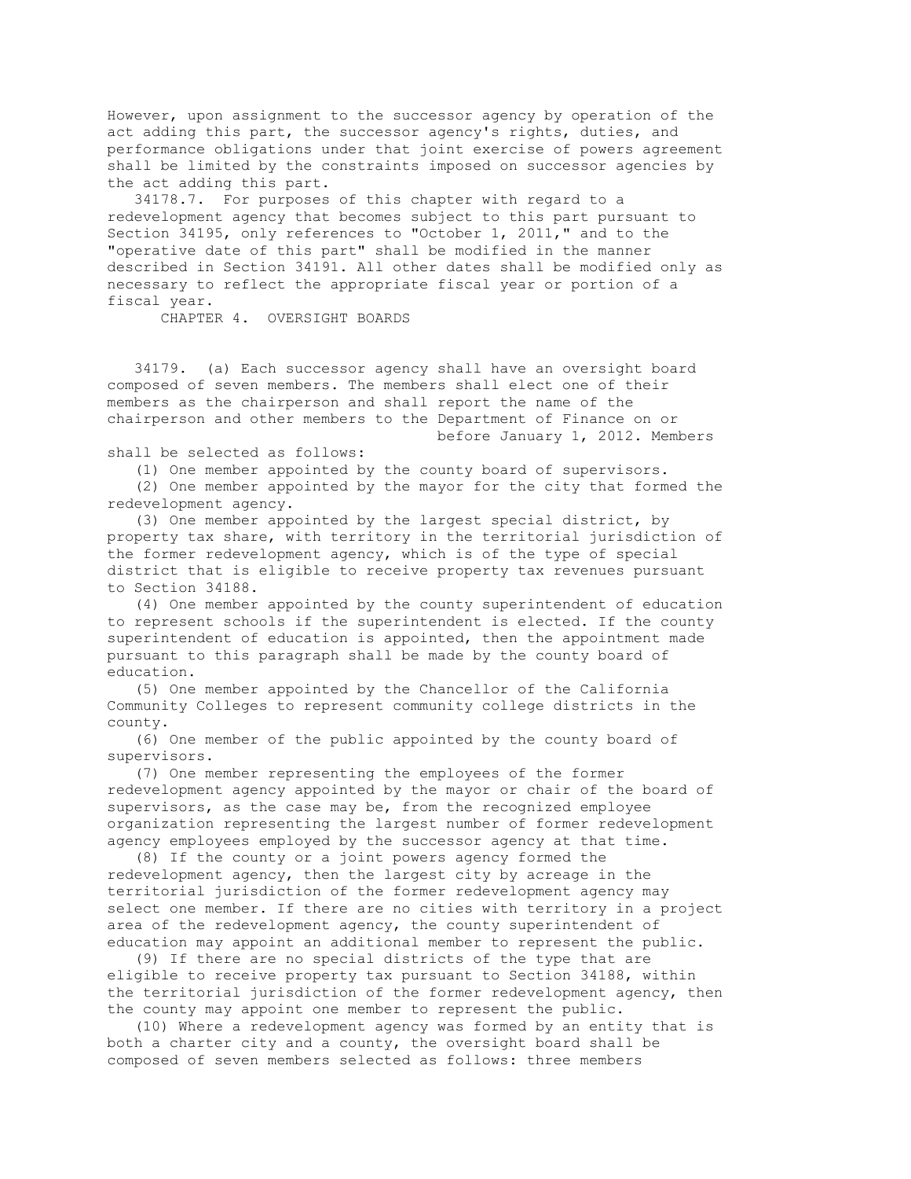However, upon assignment to the successor agency by operation of the act adding this part, the successor agency's rights, duties, and performance obligations under that joint exercise of powers agreement shall be limited by the constraints imposed on successor agencies by the act adding this part.

34178.7. For purposes of this chapter with regard to a redevelopment agency that becomes subject to this part pursuant to Section 34195, only references to "October 1, 2011," and to the "operative date of this part" shall be modified in the manner described in Section 34191. All other dates shall be modified only as necessary to reflect the appropriate fiscal year or portion of a fiscal year.

## CHAPTER 4. OVERSIGHT BOARDS

34179. (a) Each successor agency shall have an oversight board composed of seven members. The members shall elect one of their members as the chairperson and shall report the name of the chairperson and other members to the Department of Finance on or before January 1, 2012. Members shall be selected as follows:

(1) One member appointed by the county board of supervisors.

(2) One member appointed by the mayor for the city that formed the redevelopment agency.

(3) One member appointed by the largest special district, by property tax share, with territory in the territorial jurisdiction of the former redevelopment agency, which is of the type of special district that is eligible to receive property tax revenues pursuant to Section 34188.

(4) One member appointed by the county superintendent of education to represent schools if the superintendent is elected. If the county superintendent of education is appointed, then the appointment made pursuant to this paragraph shall be made by the county board of education.

(5) One member appointed by the Chancellor of the California Community Colleges to represent community college districts in the county.

(6) One member of the public appointed by the county board of supervisors.

(7) One member representing the employees of the former redevelopment agency appointed by the mayor or chair of the board of supervisors, as the case may be, from the recognized employee organization representing the largest number of former redevelopment agency employees employed by the successor agency at that time.

(8) If the county or a joint powers agency formed the redevelopment agency, then the largest city by acreage in the territorial jurisdiction of the former redevelopment agency may select one member. If there are no cities with territory in a project area of the redevelopment agency, the county superintendent of education may appoint an additional member to represent the public.

(9) If there are no special districts of the type that are eligible to receive property tax pursuant to Section 34188, within the territorial jurisdiction of the former redevelopment agency, then the county may appoint one member to represent the public.

(10) Where a redevelopment agency was formed by an entity that is both a charter city and a county, the oversight board shall be composed of seven members selected as follows: three members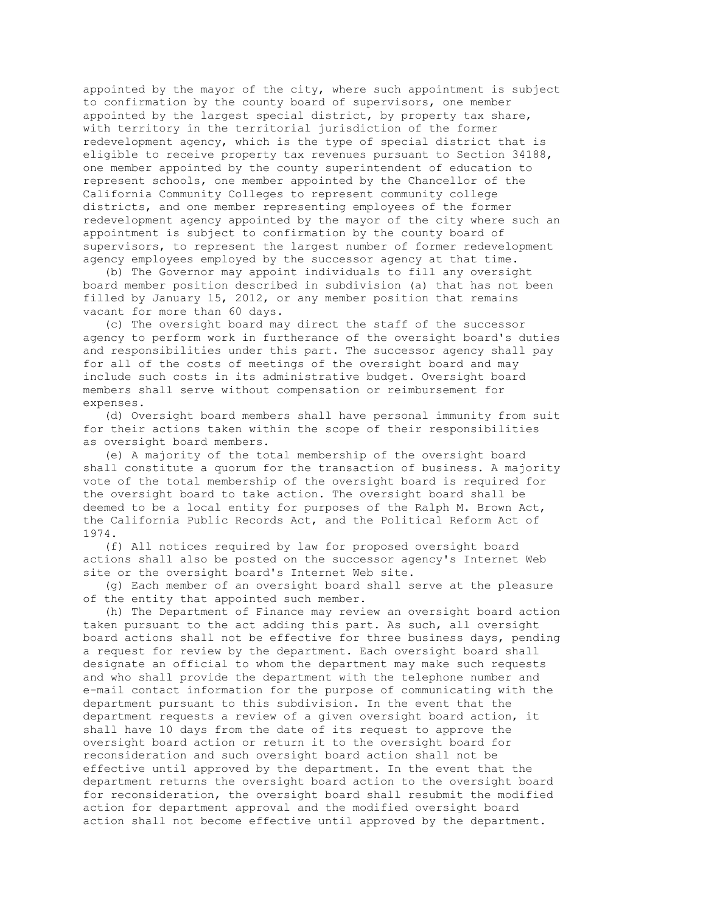appointed by the mayor of the city, where such appointment is subject to confirmation by the county board of supervisors, one member appointed by the largest special district, by property tax share, with territory in the territorial jurisdiction of the former redevelopment agency, which is the type of special district that is eligible to receive property tax revenues pursuant to Section 34188, one member appointed by the county superintendent of education to represent schools, one member appointed by the Chancellor of the California Community Colleges to represent community college districts, and one member representing employees of the former redevelopment agency appointed by the mayor of the city where such an appointment is subject to confirmation by the county board of supervisors, to represent the largest number of former redevelopment agency employees employed by the successor agency at that time.

(b) The Governor may appoint individuals to fill any oversight board member position described in subdivision (a) that has not been filled by January 15, 2012, or any member position that remains vacant for more than 60 days.

(c) The oversight board may direct the staff of the successor agency to perform work in furtherance of the oversight board's duties and responsibilities under this part. The successor agency shall pay for all of the costs of meetings of the oversight board and may include such costs in its administrative budget. Oversight board members shall serve without compensation or reimbursement for expenses.

(d) Oversight board members shall have personal immunity from suit for their actions taken within the scope of their responsibilities as oversight board members.

(e) A majority of the total membership of the oversight board shall constitute a quorum for the transaction of business. A majority vote of the total membership of the oversight board is required for the oversight board to take action. The oversight board shall be deemed to be a local entity for purposes of the Ralph M. Brown Act, the California Public Records Act, and the Political Reform Act of 1974.

(f) All notices required by law for proposed oversight board actions shall also be posted on the successor agency's Internet Web site or the oversight board's Internet Web site.

(g) Each member of an oversight board shall serve at the pleasure of the entity that appointed such member.

(h) The Department of Finance may review an oversight board action taken pursuant to the act adding this part. As such, all oversight board actions shall not be effective for three business days, pending a request for review by the department. Each oversight board shall designate an official to whom the department may make such requests and who shall provide the department with the telephone number and e-mail contact information for the purpose of communicating with the department pursuant to this subdivision. In the event that the department requests a review of a given oversight board action, it shall have 10 days from the date of its request to approve the oversight board action or return it to the oversight board for reconsideration and such oversight board action shall not be effective until approved by the department. In the event that the department returns the oversight board action to the oversight board for reconsideration, the oversight board shall resubmit the modified action for department approval and the modified oversight board action shall not become effective until approved by the department.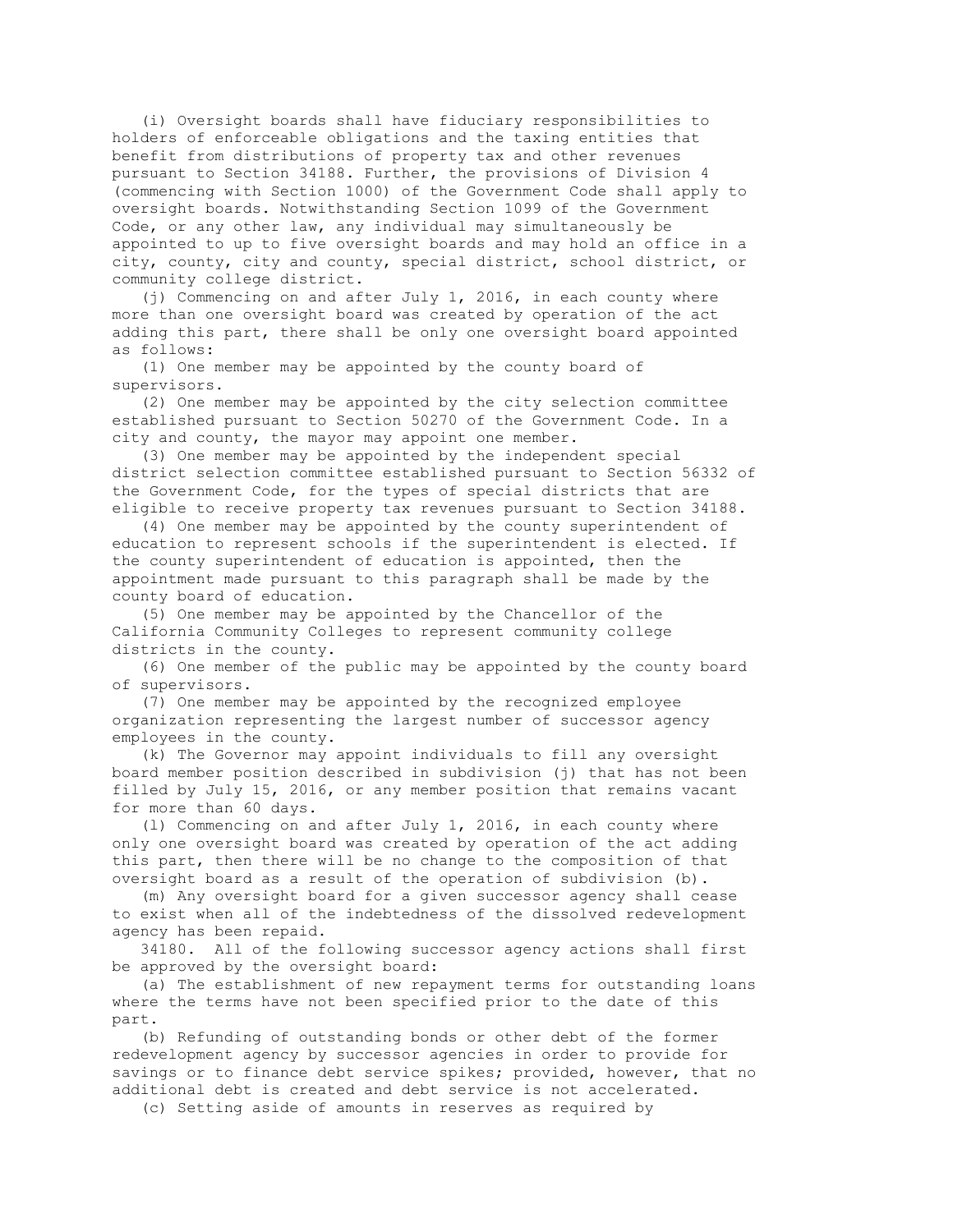(i) Oversight boards shall have fiduciary responsibilities to holders of enforceable obligations and the taxing entities that benefit from distributions of property tax and other revenues pursuant to Section 34188. Further, the provisions of Division 4 (commencing with Section 1000) of the Government Code shall apply to oversight boards. Notwithstanding Section 1099 of the Government Code, or any other law, any individual may simultaneously be appointed to up to five oversight boards and may hold an office in a city, county, city and county, special district, school district, or community college district.

(j) Commencing on and after July 1, 2016, in each county where more than one oversight board was created by operation of the act adding this part, there shall be only one oversight board appointed as follows:

(1) One member may be appointed by the county board of supervisors.

(2) One member may be appointed by the city selection committee established pursuant to Section 50270 of the Government Code. In a city and county, the mayor may appoint one member.

(3) One member may be appointed by the independent special district selection committee established pursuant to Section 56332 of the Government Code, for the types of special districts that are eligible to receive property tax revenues pursuant to Section 34188.

(4) One member may be appointed by the county superintendent of education to represent schools if the superintendent is elected. If the county superintendent of education is appointed, then the appointment made pursuant to this paragraph shall be made by the county board of education.

(5) One member may be appointed by the Chancellor of the California Community Colleges to represent community college districts in the county.

(6) One member of the public may be appointed by the county board of supervisors.

(7) One member may be appointed by the recognized employee organization representing the largest number of successor agency employees in the county.

(k) The Governor may appoint individuals to fill any oversight board member position described in subdivision (j) that has not been filled by July 15, 2016, or any member position that remains vacant for more than 60 days.

(l) Commencing on and after July 1, 2016, in each county where only one oversight board was created by operation of the act adding this part, then there will be no change to the composition of that oversight board as a result of the operation of subdivision (b).

(m) Any oversight board for a given successor agency shall cease to exist when all of the indebtedness of the dissolved redevelopment agency has been repaid.

34180. All of the following successor agency actions shall first be approved by the oversight board:

(a) The establishment of new repayment terms for outstanding loans where the terms have not been specified prior to the date of this part.

(b) Refunding of outstanding bonds or other debt of the former redevelopment agency by successor agencies in order to provide for savings or to finance debt service spikes; provided, however, that no additional debt is created and debt service is not accelerated.

(c) Setting aside of amounts in reserves as required by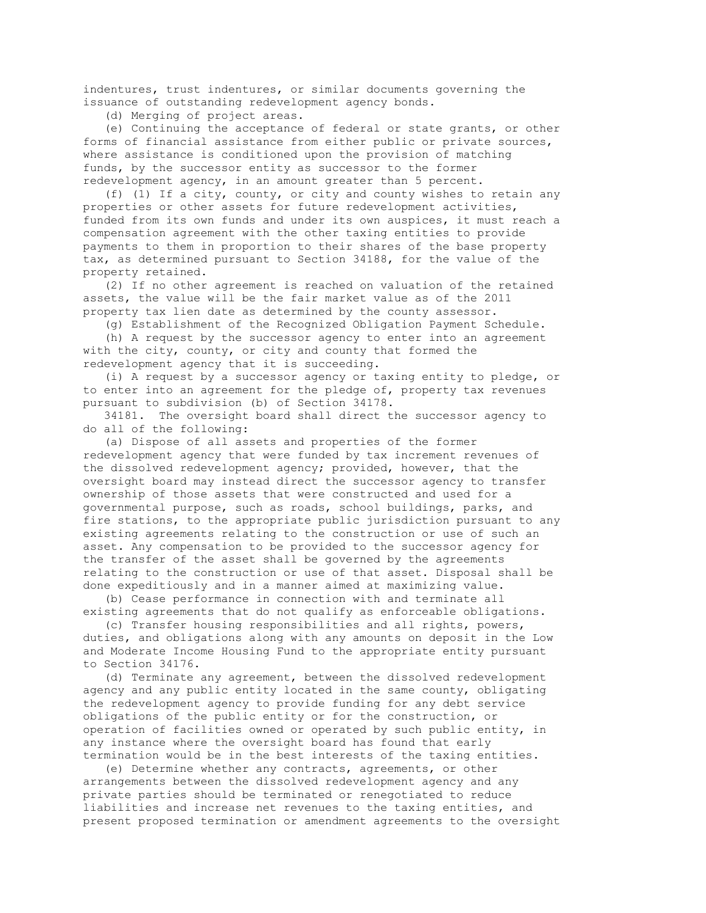indentures, trust indentures, or similar documents governing the issuance of outstanding redevelopment agency bonds.

(d) Merging of project areas.

(e) Continuing the acceptance of federal or state grants, or other forms of financial assistance from either public or private sources, where assistance is conditioned upon the provision of matching funds, by the successor entity as successor to the former redevelopment agency, in an amount greater than 5 percent.

(f) (1) If a city, county, or city and county wishes to retain any properties or other assets for future redevelopment activities, funded from its own funds and under its own auspices, it must reach a compensation agreement with the other taxing entities to provide payments to them in proportion to their shares of the base property tax, as determined pursuant to Section 34188, for the value of the property retained.

(2) If no other agreement is reached on valuation of the retained assets, the value will be the fair market value as of the 2011 property tax lien date as determined by the county assessor.

(g) Establishment of the Recognized Obligation Payment Schedule.

(h) A request by the successor agency to enter into an agreement with the city, county, or city and county that formed the redevelopment agency that it is succeeding.

(i) A request by a successor agency or taxing entity to pledge, or to enter into an agreement for the pledge of, property tax revenues pursuant to subdivision (b) of Section 34178.

34181. The oversight board shall direct the successor agency to do all of the following:

(a) Dispose of all assets and properties of the former redevelopment agency that were funded by tax increment revenues of the dissolved redevelopment agency; provided, however, that the oversight board may instead direct the successor agency to transfer ownership of those assets that were constructed and used for a governmental purpose, such as roads, school buildings, parks, and fire stations, to the appropriate public jurisdiction pursuant to any existing agreements relating to the construction or use of such an asset. Any compensation to be provided to the successor agency for the transfer of the asset shall be governed by the agreements relating to the construction or use of that asset. Disposal shall be done expeditiously and in a manner aimed at maximizing value.

(b) Cease performance in connection with and terminate all existing agreements that do not qualify as enforceable obligations.

(c) Transfer housing responsibilities and all rights, powers, duties, and obligations along with any amounts on deposit in the Low and Moderate Income Housing Fund to the appropriate entity pursuant to Section 34176.

(d) Terminate any agreement, between the dissolved redevelopment agency and any public entity located in the same county, obligating the redevelopment agency to provide funding for any debt service obligations of the public entity or for the construction, or operation of facilities owned or operated by such public entity, in any instance where the oversight board has found that early termination would be in the best interests of the taxing entities.

(e) Determine whether any contracts, agreements, or other arrangements between the dissolved redevelopment agency and any private parties should be terminated or renegotiated to reduce liabilities and increase net revenues to the taxing entities, and present proposed termination or amendment agreements to the oversight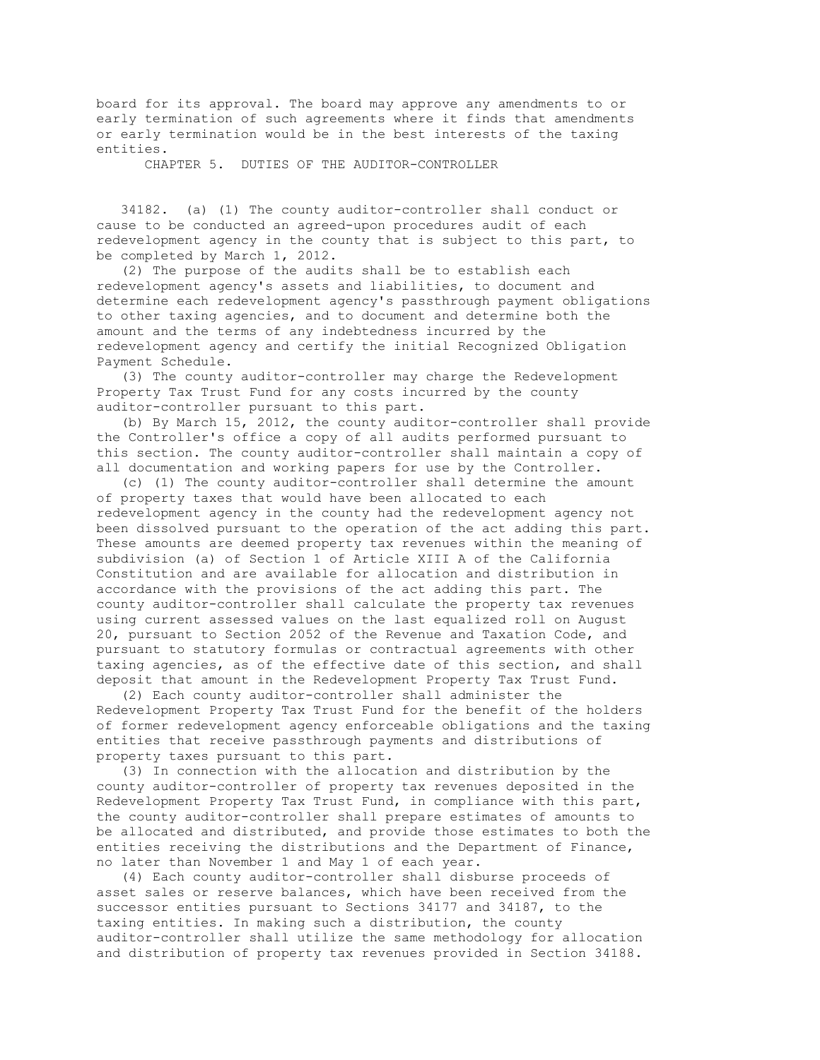board for its approval. The board may approve any amendments to or early termination of such agreements where it finds that amendments or early termination would be in the best interests of the taxing entities.

## CHAPTER 5. DUTIES OF THE AUDITOR-CONTROLLER

34182. (a) (1) The county auditor-controller shall conduct or cause to be conducted an agreed-upon procedures audit of each redevelopment agency in the county that is subject to this part, to be completed by March 1, 2012.

(2) The purpose of the audits shall be to establish each redevelopment agency's assets and liabilities, to document and determine each redevelopment agency's passthrough payment obligations to other taxing agencies, and to document and determine both the amount and the terms of any indebtedness incurred by the redevelopment agency and certify the initial Recognized Obligation Payment Schedule.

(3) The county auditor-controller may charge the Redevelopment Property Tax Trust Fund for any costs incurred by the county auditor-controller pursuant to this part.

(b) By March 15, 2012, the county auditor-controller shall provide the Controller's office a copy of all audits performed pursuant to this section. The county auditor-controller shall maintain a copy of all documentation and working papers for use by the Controller.

(c) (1) The county auditor-controller shall determine the amount of property taxes that would have been allocated to each redevelopment agency in the county had the redevelopment agency not been dissolved pursuant to the operation of the act adding this part. These amounts are deemed property tax revenues within the meaning of subdivision (a) of Section 1 of Article XIII A of the California Constitution and are available for allocation and distribution in accordance with the provisions of the act adding this part. The county auditor-controller shall calculate the property tax revenues using current assessed values on the last equalized roll on August 20, pursuant to Section 2052 of the Revenue and Taxation Code, and pursuant to statutory formulas or contractual agreements with other taxing agencies, as of the effective date of this section, and shall deposit that amount in the Redevelopment Property Tax Trust Fund.

(2) Each county auditor-controller shall administer the Redevelopment Property Tax Trust Fund for the benefit of the holders of former redevelopment agency enforceable obligations and the taxing entities that receive passthrough payments and distributions of property taxes pursuant to this part.

(3) In connection with the allocation and distribution by the county auditor-controller of property tax revenues deposited in the Redevelopment Property Tax Trust Fund, in compliance with this part, the county auditor-controller shall prepare estimates of amounts to be allocated and distributed, and provide those estimates to both the entities receiving the distributions and the Department of Finance, no later than November 1 and May 1 of each year.

(4) Each county auditor-controller shall disburse proceeds of asset sales or reserve balances, which have been received from the successor entities pursuant to Sections 34177 and 34187, to the taxing entities. In making such a distribution, the county auditor-controller shall utilize the same methodology for allocation and distribution of property tax revenues provided in Section 34188.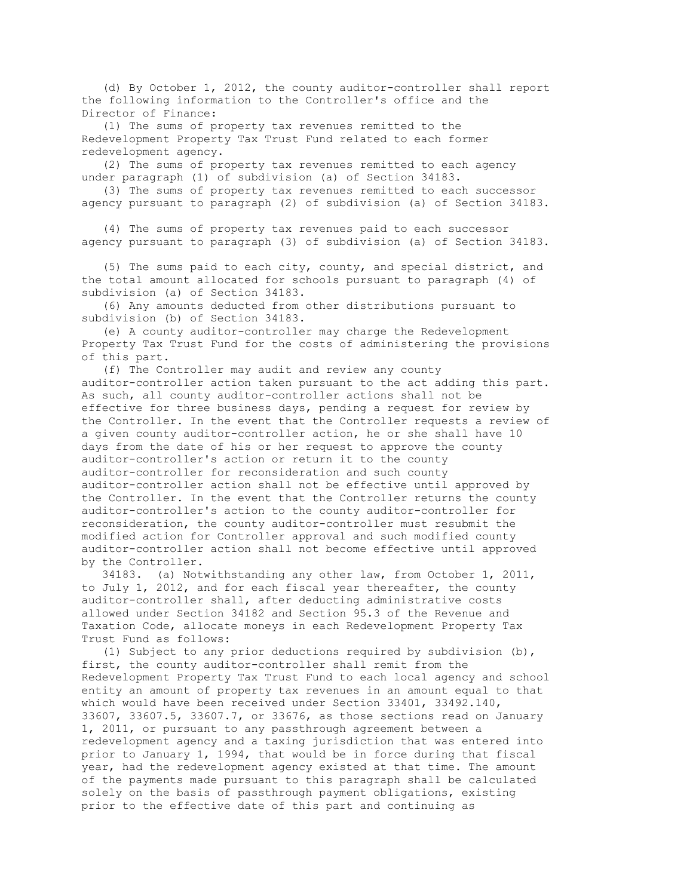(d) By October 1, 2012, the county auditor-controller shall report the following information to the Controller's office and the Director of Finance:

(1) The sums of property tax revenues remitted to the Redevelopment Property Tax Trust Fund related to each former redevelopment agency.

(2) The sums of property tax revenues remitted to each agency under paragraph (1) of subdivision (a) of Section 34183.

(3) The sums of property tax revenues remitted to each successor agency pursuant to paragraph (2) of subdivision (a) of Section 34183.

(4) The sums of property tax revenues paid to each successor agency pursuant to paragraph (3) of subdivision (a) of Section 34183.

(5) The sums paid to each city, county, and special district, and the total amount allocated for schools pursuant to paragraph (4) of subdivision (a) of Section 34183.

(6) Any amounts deducted from other distributions pursuant to subdivision (b) of Section 34183.

(e) A county auditor-controller may charge the Redevelopment Property Tax Trust Fund for the costs of administering the provisions of this part.

(f) The Controller may audit and review any county auditor-controller action taken pursuant to the act adding this part. As such, all county auditor-controller actions shall not be effective for three business days, pending a request for review by the Controller. In the event that the Controller requests a review of a given county auditor-controller action, he or she shall have 10 days from the date of his or her request to approve the county auditor-controller's action or return it to the county auditor-controller for reconsideration and such county auditor-controller action shall not be effective until approved by the Controller. In the event that the Controller returns the county auditor-controller's action to the county auditor-controller for reconsideration, the county auditor-controller must resubmit the modified action for Controller approval and such modified county auditor-controller action shall not become effective until approved by the Controller.

34183. (a) Notwithstanding any other law, from October 1, 2011, to July 1, 2012, and for each fiscal year thereafter, the county auditor-controller shall, after deducting administrative costs allowed under Section 34182 and Section 95.3 of the Revenue and Taxation Code, allocate moneys in each Redevelopment Property Tax Trust Fund as follows:

(1) Subject to any prior deductions required by subdivision (b), first, the county auditor-controller shall remit from the Redevelopment Property Tax Trust Fund to each local agency and school entity an amount of property tax revenues in an amount equal to that which would have been received under Section 33401, 33492.140, 33607, 33607.5, 33607.7, or 33676, as those sections read on January 1, 2011, or pursuant to any passthrough agreement between a redevelopment agency and a taxing jurisdiction that was entered into prior to January 1, 1994, that would be in force during that fiscal year, had the redevelopment agency existed at that time. The amount of the payments made pursuant to this paragraph shall be calculated solely on the basis of passthrough payment obligations, existing prior to the effective date of this part and continuing as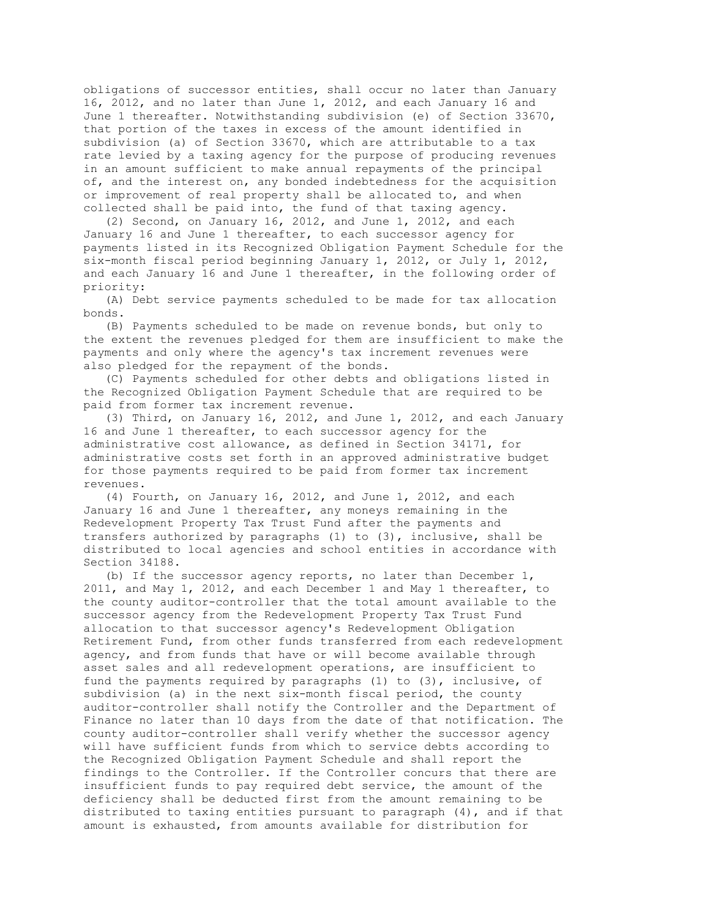obligations of successor entities, shall occur no later than January 16, 2012, and no later than June 1, 2012, and each January 16 and June 1 thereafter. Notwithstanding subdivision (e) of Section 33670, that portion of the taxes in excess of the amount identified in subdivision (a) of Section 33670, which are attributable to a tax rate levied by a taxing agency for the purpose of producing revenues in an amount sufficient to make annual repayments of the principal of, and the interest on, any bonded indebtedness for the acquisition or improvement of real property shall be allocated to, and when collected shall be paid into, the fund of that taxing agency.

(2) Second, on January 16, 2012, and June 1, 2012, and each January 16 and June 1 thereafter, to each successor agency for payments listed in its Recognized Obligation Payment Schedule for the six-month fiscal period beginning January 1, 2012, or July 1, 2012, and each January 16 and June 1 thereafter, in the following order of priority:

(A) Debt service payments scheduled to be made for tax allocation bonds.

(B) Payments scheduled to be made on revenue bonds, but only to the extent the revenues pledged for them are insufficient to make the payments and only where the agency's tax increment revenues were also pledged for the repayment of the bonds.

(C) Payments scheduled for other debts and obligations listed in the Recognized Obligation Payment Schedule that are required to be paid from former tax increment revenue.

(3) Third, on January 16, 2012, and June 1, 2012, and each January 16 and June 1 thereafter, to each successor agency for the administrative cost allowance, as defined in Section 34171, for administrative costs set forth in an approved administrative budget for those payments required to be paid from former tax increment revenues.

(4) Fourth, on January 16, 2012, and June 1, 2012, and each January 16 and June 1 thereafter, any moneys remaining in the Redevelopment Property Tax Trust Fund after the payments and transfers authorized by paragraphs (1) to (3), inclusive, shall be distributed to local agencies and school entities in accordance with Section 34188.

(b) If the successor agency reports, no later than December 1, 2011, and May 1, 2012, and each December 1 and May 1 thereafter, to the county auditor-controller that the total amount available to the successor agency from the Redevelopment Property Tax Trust Fund allocation to that successor agency's Redevelopment Obligation Retirement Fund, from other funds transferred from each redevelopment agency, and from funds that have or will become available through asset sales and all redevelopment operations, are insufficient to fund the payments required by paragraphs (1) to (3), inclusive, of subdivision (a) in the next six-month fiscal period, the county auditor-controller shall notify the Controller and the Department of Finance no later than 10 days from the date of that notification. The county auditor-controller shall verify whether the successor agency will have sufficient funds from which to service debts according to the Recognized Obligation Payment Schedule and shall report the findings to the Controller. If the Controller concurs that there are insufficient funds to pay required debt service, the amount of the deficiency shall be deducted first from the amount remaining to be distributed to taxing entities pursuant to paragraph (4), and if that amount is exhausted, from amounts available for distribution for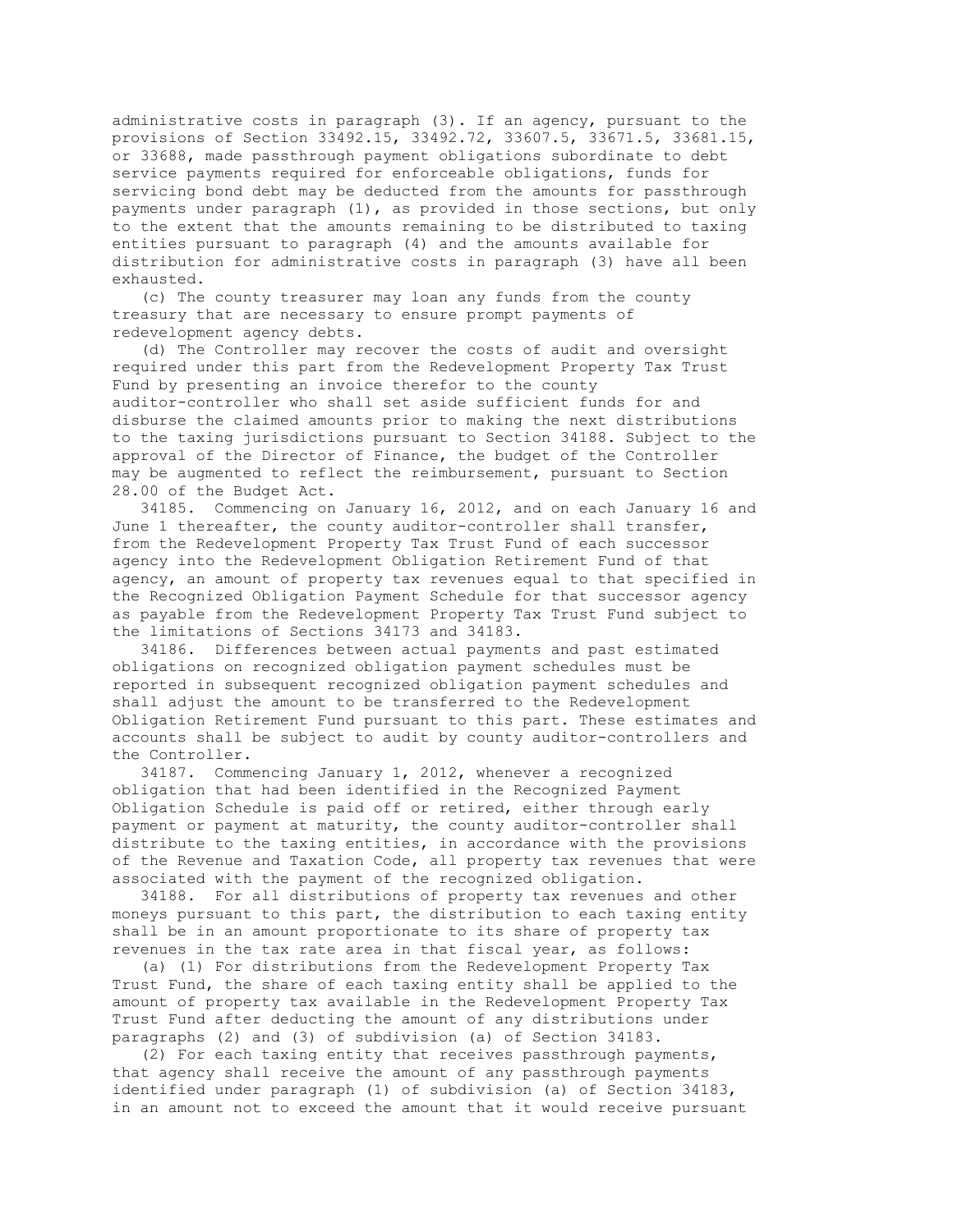administrative costs in paragraph (3). If an agency, pursuant to the provisions of Section 33492.15, 33492.72, 33607.5, 33671.5, 33681.15, or 33688, made passthrough payment obligations subordinate to debt service payments required for enforceable obligations, funds for servicing bond debt may be deducted from the amounts for passthrough payments under paragraph (1), as provided in those sections, but only to the extent that the amounts remaining to be distributed to taxing entities pursuant to paragraph (4) and the amounts available for distribution for administrative costs in paragraph (3) have all been exhausted.

(c) The county treasurer may loan any funds from the county treasury that are necessary to ensure prompt payments of redevelopment agency debts.

(d) The Controller may recover the costs of audit and oversight required under this part from the Redevelopment Property Tax Trust Fund by presenting an invoice therefor to the county auditor-controller who shall set aside sufficient funds for and disburse the claimed amounts prior to making the next distributions to the taxing jurisdictions pursuant to Section 34188. Subject to the approval of the Director of Finance, the budget of the Controller may be augmented to reflect the reimbursement, pursuant to Section 28.00 of the Budget Act.

34185. Commencing on January 16, 2012, and on each January 16 and June 1 thereafter, the county auditor-controller shall transfer, from the Redevelopment Property Tax Trust Fund of each successor agency into the Redevelopment Obligation Retirement Fund of that agency, an amount of property tax revenues equal to that specified in the Recognized Obligation Payment Schedule for that successor agency as payable from the Redevelopment Property Tax Trust Fund subject to the limitations of Sections 34173 and 34183.

34186. Differences between actual payments and past estimated obligations on recognized obligation payment schedules must be reported in subsequent recognized obligation payment schedules and shall adjust the amount to be transferred to the Redevelopment Obligation Retirement Fund pursuant to this part. These estimates and accounts shall be subject to audit by county auditor-controllers and the Controller.

34187. Commencing January 1, 2012, whenever a recognized obligation that had been identified in the Recognized Payment Obligation Schedule is paid off or retired, either through early payment or payment at maturity, the county auditor-controller shall distribute to the taxing entities, in accordance with the provisions of the Revenue and Taxation Code, all property tax revenues that were associated with the payment of the recognized obligation.

34188. For all distributions of property tax revenues and other moneys pursuant to this part, the distribution to each taxing entity shall be in an amount proportionate to its share of property tax revenues in the tax rate area in that fiscal year, as follows:

(a) (1) For distributions from the Redevelopment Property Tax Trust Fund, the share of each taxing entity shall be applied to the amount of property tax available in the Redevelopment Property Tax Trust Fund after deducting the amount of any distributions under paragraphs (2) and (3) of subdivision (a) of Section 34183.

(2) For each taxing entity that receives passthrough payments, that agency shall receive the amount of any passthrough payments identified under paragraph (1) of subdivision (a) of Section 34183, in an amount not to exceed the amount that it would receive pursuant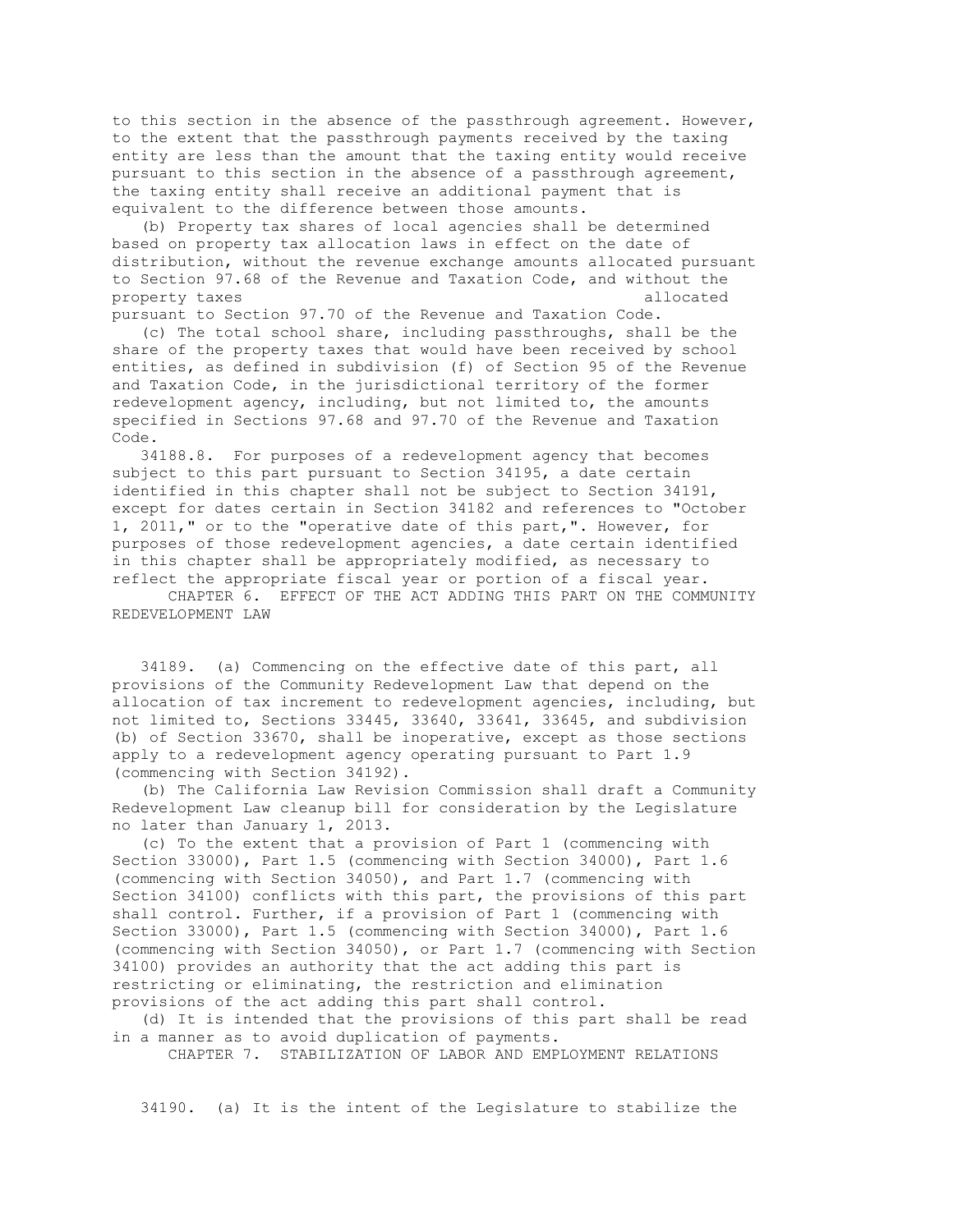to this section in the absence of the passthrough agreement. However, to the extent that the passthrough payments received by the taxing entity are less than the amount that the taxing entity would receive pursuant to this section in the absence of a passthrough agreement, the taxing entity shall receive an additional payment that is equivalent to the difference between those amounts.

(b) Property tax shares of local agencies shall be determined based on property tax allocation laws in effect on the date of distribution, without the revenue exchange amounts allocated pursuant to Section 97.68 of the Revenue and Taxation Code, and without the property taxes allocated pursuant to Section 97.70 of the Revenue and Taxation Code.

(c) The total school share, including passthroughs, shall be the share of the property taxes that would have been received by school entities, as defined in subdivision (f) of Section 95 of the Revenue and Taxation Code, in the jurisdictional territory of the former redevelopment agency, including, but not limited to, the amounts specified in Sections 97.68 and 97.70 of the Revenue and Taxation Code.

34188.8. For purposes of a redevelopment agency that becomes subject to this part pursuant to Section 34195, a date certain identified in this chapter shall not be subject to Section 34191, except for dates certain in Section 34182 and references to "October 1, 2011," or to the "operative date of this part,". However, for purposes of those redevelopment agencies, a date certain identified in this chapter shall be appropriately modified, as necessary to reflect the appropriate fiscal year or portion of a fiscal year.

## CHAPTER 6. EFFECT OF THE ACT ADDING THIS PART ON THE COMMUNITY REDEVELOPMENT LAW

34189. (a) Commencing on the effective date of this part, all provisions of the Community Redevelopment Law that depend on the allocation of tax increment to redevelopment agencies, including, but not limited to, Sections 33445, 33640, 33641, 33645, and subdivision (b) of Section 33670, shall be inoperative, except as those sections apply to a redevelopment agency operating pursuant to Part 1.9 (commencing with Section 34192).

(b) The California Law Revision Commission shall draft a Community Redevelopment Law cleanup bill for consideration by the Legislature no later than January 1, 2013.

(c) To the extent that a provision of Part 1 (commencing with Section 33000), Part 1.5 (commencing with Section 34000), Part 1.6 (commencing with Section 34050), and Part 1.7 (commencing with Section 34100) conflicts with this part, the provisions of this part shall control. Further, if a provision of Part 1 (commencing with Section 33000), Part 1.5 (commencing with Section 34000), Part 1.6 (commencing with Section 34050), or Part 1.7 (commencing with Section 34100) provides an authority that the act adding this part is restricting or eliminating, the restriction and elimination provisions of the act adding this part shall control.

(d) It is intended that the provisions of this part shall be read in a manner as to avoid duplication of payments.

## CHAPTER 7. STABILIZATION OF LABOR AND EMPLOYMENT RELATIONS

34190. (a) It is the intent of the Legislature to stabilize the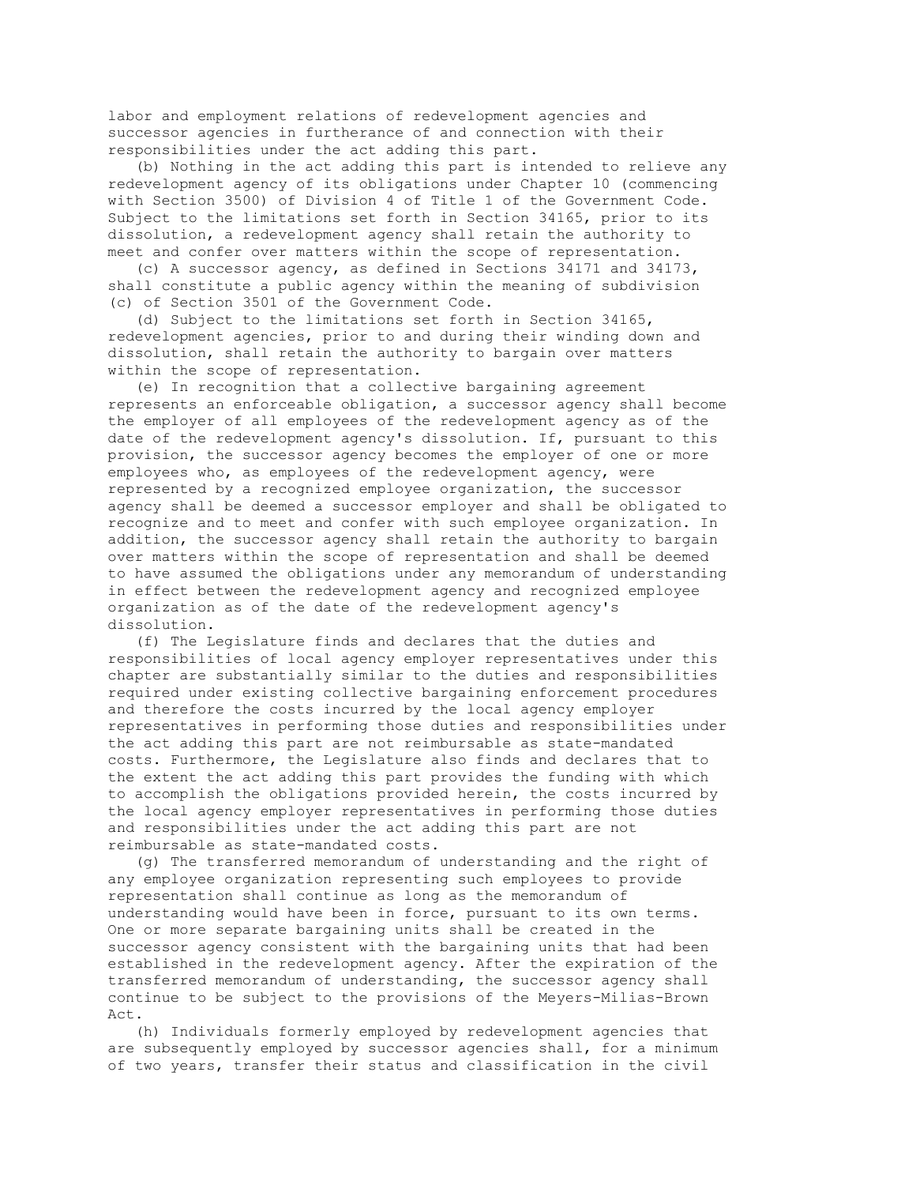labor and employment relations of redevelopment agencies and successor agencies in furtherance of and connection with their responsibilities under the act adding this part.

(b) Nothing in the act adding this part is intended to relieve any redevelopment agency of its obligations under Chapter 10 (commencing with Section 3500) of Division 4 of Title 1 of the Government Code. Subject to the limitations set forth in Section 34165, prior to its dissolution, a redevelopment agency shall retain the authority to meet and confer over matters within the scope of representation.

(c) A successor agency, as defined in Sections 34171 and 34173, shall constitute a public agency within the meaning of subdivision (c) of Section 3501 of the Government Code.

(d) Subject to the limitations set forth in Section 34165, redevelopment agencies, prior to and during their winding down and dissolution, shall retain the authority to bargain over matters within the scope of representation.

(e) In recognition that a collective bargaining agreement represents an enforceable obligation, a successor agency shall become the employer of all employees of the redevelopment agency as of the date of the redevelopment agency's dissolution. If, pursuant to this provision, the successor agency becomes the employer of one or more employees who, as employees of the redevelopment agency, were represented by a recognized employee organization, the successor agency shall be deemed a successor employer and shall be obligated to recognize and to meet and confer with such employee organization. In addition, the successor agency shall retain the authority to bargain over matters within the scope of representation and shall be deemed to have assumed the obligations under any memorandum of understanding in effect between the redevelopment agency and recognized employee organization as of the date of the redevelopment agency's dissolution.

(f) The Legislature finds and declares that the duties and responsibilities of local agency employer representatives under this chapter are substantially similar to the duties and responsibilities required under existing collective bargaining enforcement procedures and therefore the costs incurred by the local agency employer representatives in performing those duties and responsibilities under the act adding this part are not reimbursable as state-mandated costs. Furthermore, the Legislature also finds and declares that to the extent the act adding this part provides the funding with which to accomplish the obligations provided herein, the costs incurred by the local agency employer representatives in performing those duties and responsibilities under the act adding this part are not reimbursable as state-mandated costs.

(g) The transferred memorandum of understanding and the right of any employee organization representing such employees to provide representation shall continue as long as the memorandum of understanding would have been in force, pursuant to its own terms. One or more separate bargaining units shall be created in the successor agency consistent with the bargaining units that had been established in the redevelopment agency. After the expiration of the transferred memorandum of understanding, the successor agency shall continue to be subject to the provisions of the Meyers-Milias-Brown Act.

(h) Individuals formerly employed by redevelopment agencies that are subsequently employed by successor agencies shall, for a minimum of two years, transfer their status and classification in the civil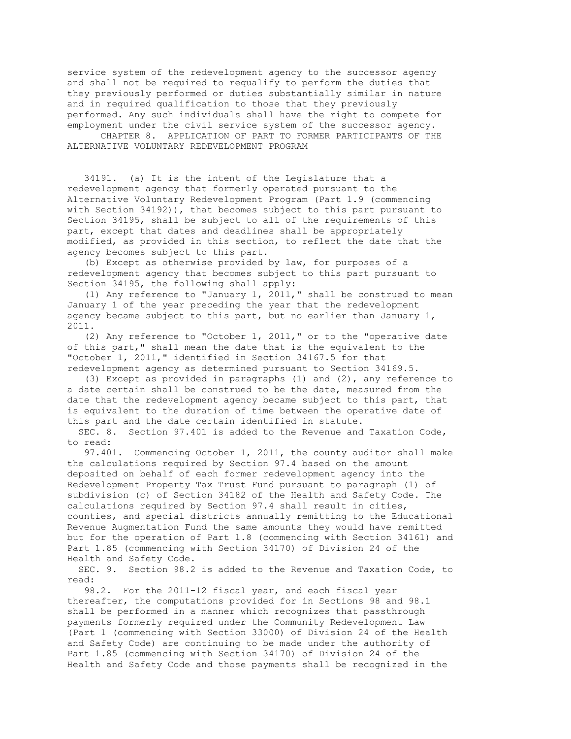service system of the redevelopment agency to the successor agency and shall not be required to requalify to perform the duties that they previously performed or duties substantially similar in nature and in required qualification to those that they previously performed. Any such individuals shall have the right to compete for employment under the civil service system of the successor agency.

CHAPTER 8. APPLICATION OF PART TO FORMER PARTICIPANTS OF THE ALTERNATIVE VOLUNTARY REDEVELOPMENT PROGRAM

34191. (a) It is the intent of the Legislature that a redevelopment agency that formerly operated pursuant to the Alternative Voluntary Redevelopment Program (Part 1.9 (commencing with Section 34192)), that becomes subject to this part pursuant to Section 34195, shall be subject to all of the requirements of this part, except that dates and deadlines shall be appropriately modified, as provided in this section, to reflect the date that the agency becomes subject to this part.

(b) Except as otherwise provided by law, for purposes of a redevelopment agency that becomes subject to this part pursuant to Section 34195, the following shall apply:

(1) Any reference to "January 1, 2011," shall be construed to mean January 1 of the year preceding the year that the redevelopment agency became subject to this part, but no earlier than January 1, 2011.

(2) Any reference to "October 1, 2011," or to the "operative date of this part," shall mean the date that is the equivalent to the "October 1, 2011," identified in Section 34167.5 for that redevelopment agency as determined pursuant to Section 34169.5.

(3) Except as provided in paragraphs (1) and (2), any reference to a date certain shall be construed to be the date, measured from the date that the redevelopment agency became subject to this part, that is equivalent to the duration of time between the operative date of this part and the date certain identified in statute.

SEC. 8. Section 97.401 is added to the Revenue and Taxation Code, to read:

97.401. Commencing October 1, 2011, the county auditor shall make the calculations required by Section 97.4 based on the amount deposited on behalf of each former redevelopment agency into the Redevelopment Property Tax Trust Fund pursuant to paragraph (1) of subdivision (c) of Section 34182 of the Health and Safety Code. The calculations required by Section 97.4 shall result in cities, counties, and special districts annually remitting to the Educational Revenue Augmentation Fund the same amounts they would have remitted but for the operation of Part 1.8 (commencing with Section 34161) and Part 1.85 (commencing with Section 34170) of Division 24 of the Health and Safety Code.

SEC. 9. Section 98.2 is added to the Revenue and Taxation Code, to read:

98.2. For the 2011-12 fiscal year, and each fiscal year thereafter, the computations provided for in Sections 98 and 98.1 shall be performed in a manner which recognizes that passthrough payments formerly required under the Community Redevelopment Law (Part 1 (commencing with Section 33000) of Division 24 of the Health and Safety Code) are continuing to be made under the authority of Part 1.85 (commencing with Section 34170) of Division 24 of the Health and Safety Code and those payments shall be recognized in the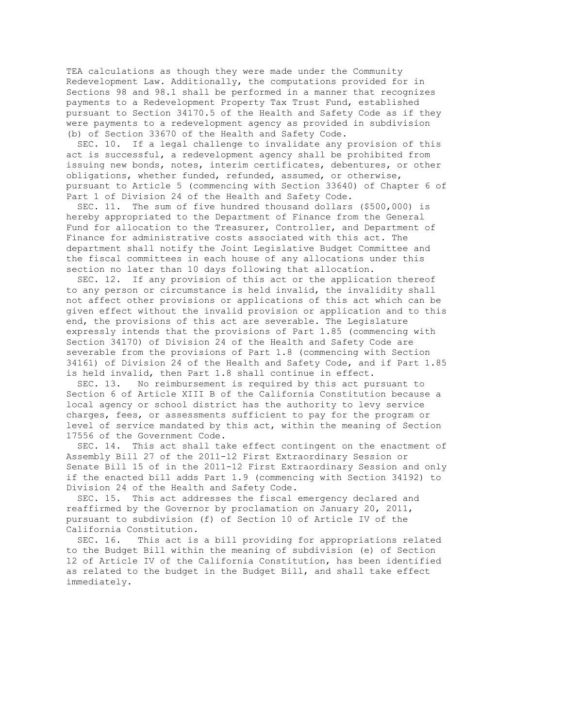TEA calculations as though they were made under the Community Redevelopment Law. Additionally, the computations provided for in Sections 98 and 98.1 shall be performed in a manner that recognizes payments to a Redevelopment Property Tax Trust Fund, established pursuant to Section 34170.5 of the Health and Safety Code as if they were payments to a redevelopment agency as provided in subdivision (b) of Section 33670 of the Health and Safety Code.

SEC. 10. If a legal challenge to invalidate any provision of this act is successful, a redevelopment agency shall be prohibited from issuing new bonds, notes, interim certificates, debentures, or other obligations, whether funded, refunded, assumed, or otherwise, pursuant to Article 5 (commencing with Section 33640) of Chapter 6 of Part 1 of Division 24 of the Health and Safety Code.

SEC. 11. The sum of five hundred thousand dollars ($500,000) is hereby appropriated to the Department of Finance from the General Fund for allocation to the Treasurer, Controller, and Department of Finance for administrative costs associated with this act. The department shall notify the Joint Legislative Budget Committee and the fiscal committees in each house of any allocations under this section no later than 10 days following that allocation.

SEC. 12. If any provision of this act or the application thereof to any person or circumstance is held invalid, the invalidity shall not affect other provisions or applications of this act which can be given effect without the invalid provision or application and to this end, the provisions of this act are severable. The Legislature expressly intends that the provisions of Part 1.85 (commencing with Section 34170) of Division 24 of the Health and Safety Code are severable from the provisions of Part 1.8 (commencing with Section 34161) of Division 24 of the Health and Safety Code, and if Part 1.85 is held invalid, then Part 1.8 shall continue in effect.

SEC. 13. No reimbursement is required by this act pursuant to Section 6 of Article XIII B of the California Constitution because a local agency or school district has the authority to levy service charges, fees, or assessments sufficient to pay for the program or level of service mandated by this act, within the meaning of Section 17556 of the Government Code.

SEC. 14. This act shall take effect contingent on the enactment of Assembly Bill 27 of the 2011-12 First Extraordinary Session or Senate Bill 15 of in the 2011-12 First Extraordinary Session and only if the enacted bill adds Part 1.9 (commencing with Section 34192) to Division 24 of the Health and Safety Code.

SEC. 15. This act addresses the fiscal emergency declared and reaffirmed by the Governor by proclamation on January 20, 2011, pursuant to subdivision (f) of Section 10 of Article IV of the California Constitution.

SEC. 16. This act is a bill providing for appropriations related to the Budget Bill within the meaning of subdivision (e) of Section 12 of Article IV of the California Constitution, has been identified as related to the budget in the Budget Bill, and shall take effect immediately.